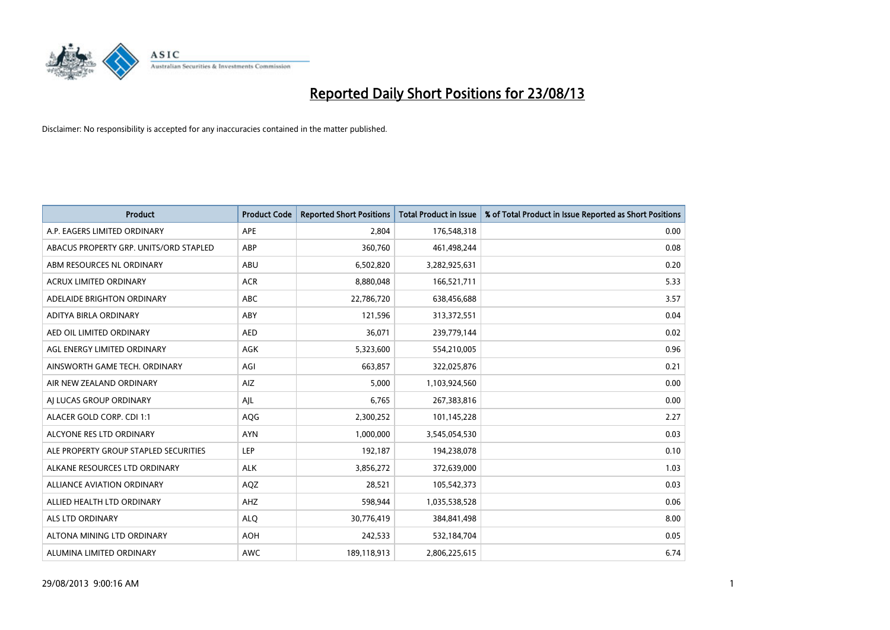# Reported Daily Short Positions for 23/08/13

Disclaimer: No responsibility is accepted for any inaccuracies contained in the matter published.

| Product | Product Code | Reported Short Positions | Total Product in Issue | % of Total Product in Issue Reported as Short Positions |
|---|---|---|---|---|
| A.P. EAGERS LIMITED ORDINARY | APE | 2,804 | 176,548,318 | 0.00 |
| ABACUS PROPERTY GRP. UNITS/ORD STAPLED | ABP | 360,760 | 461,498,244 | 0.08 |
| ABM RESOURCES NL ORDINARY | ABU | 6,502,820 | 3,282,925,631 | 0.20 |
| ACRUX LIMITED ORDINARY | ACR | 8,880,048 | 166,521,711 | 5.33 |
| ADELAIDE BRIGHTON ORDINARY | ABC | 22,786,720 | 638,456,688 | 3.57 |
| ADITYA BIRLA ORDINARY | ABY | 121,596 | 313,372,551 | 0.04 |
| AED OIL LIMITED ORDINARY | AED | 36,071 | 239,779,144 | 0.02 |
| AGL ENERGY LIMITED ORDINARY | AGK | 5,323,600 | 554,210,005 | 0.96 |
| AINSWORTH GAME TECH. ORDINARY | AGI | 663,857 | 322,025,876 | 0.21 |
| AIR NEW ZEALAND ORDINARY | AIZ | 5,000 | 1,103,924,560 | 0.00 |
| AJ LUCAS GROUP ORDINARY | AJL | 6,765 | 267,383,816 | 0.00 |
| ALACER GOLD CORP. CDI 1:1 | AQG | 2,300,252 | 101,145,228 | 2.27 |
| ALCYONE RES LTD ORDINARY | AYN | 1,000,000 | 3,545,054,530 | 0.03 |
| ALE PROPERTY GROUP STAPLED SECURITIES | LEP | 192,187 | 194,238,078 | 0.10 |
| ALKANE RESOURCES LTD ORDINARY | ALK | 3,856,272 | 372,639,000 | 1.03 |
| ALLIANCE AVIATION ORDINARY | AQZ | 28,521 | 105,542,373 | 0.03 |
| ALLIED HEALTH LTD ORDINARY | AHZ | 598,944 | 1,035,538,528 | 0.06 |
| ALS LTD ORDINARY | ALQ | 30,776,419 | 384,841,498 | 8.00 |
| ALTONA MINING LTD ORDINARY | AOH | 242,533 | 532,184,704 | 0.05 |
| ALUMINA LIMITED ORDINARY | AWC | 189,118,913 | 2,806,225,615 | 6.74 |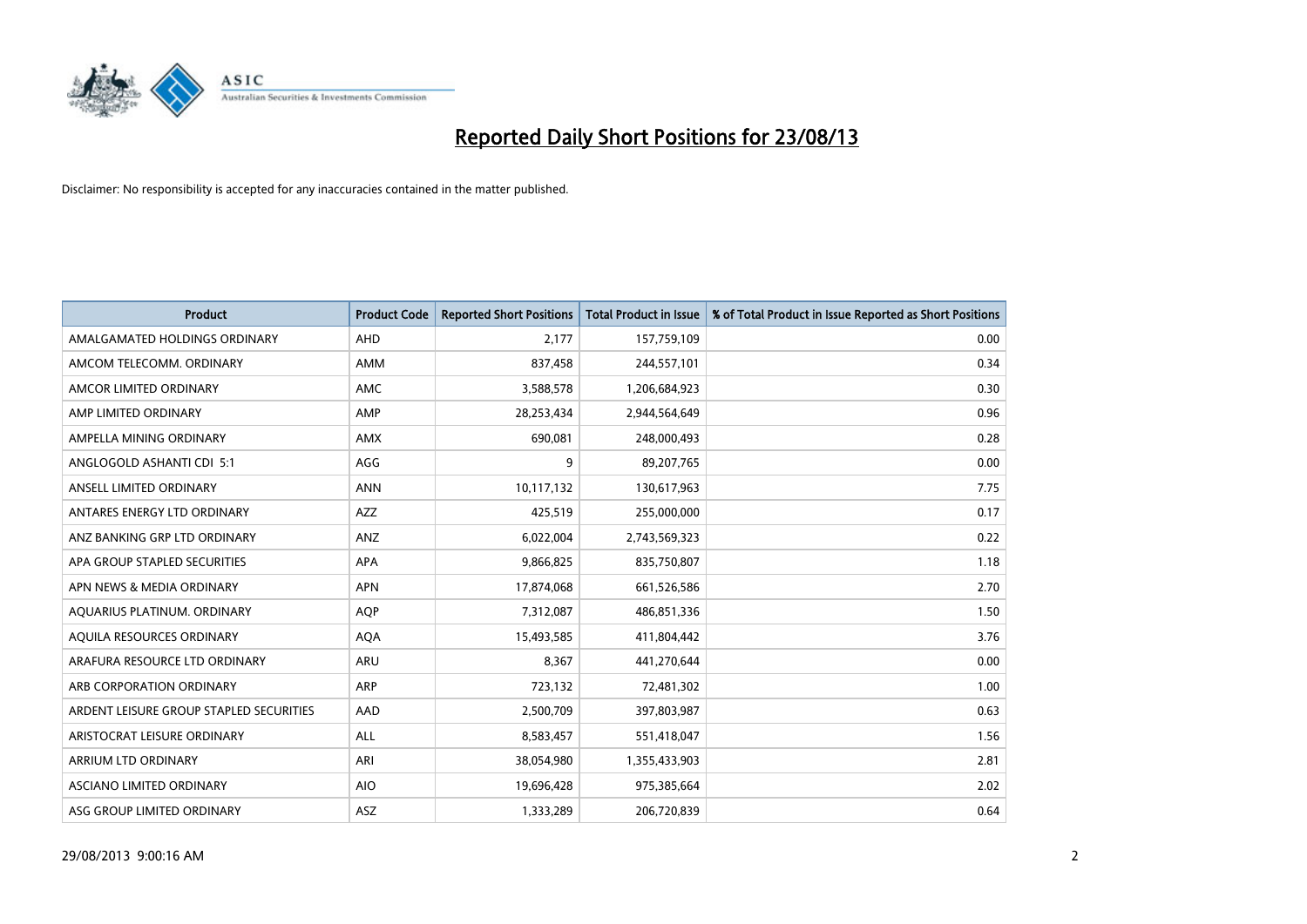# Reported Daily Short Positions for 23/08/13

Disclaimer: No responsibility is accepted for any inaccuracies contained in the matter published.

| Product | Product Code | Reported Short Positions | Total Product in Issue | % of Total Product in Issue Reported as Short Positions |
|---|---|---|---|---|
| AMALGAMATED HOLDINGS ORDINARY | AHD | 2,177 | 157,759,109 | 0.00 |
| AMCOM TELECOMM. ORDINARY | AMM | 837,458 | 244,557,101 | 0.34 |
| AMCOR LIMITED ORDINARY | AMC | 3,588,578 | 1,206,684,923 | 0.30 |
| AMP LIMITED ORDINARY | AMP | 28,253,434 | 2,944,564,649 | 0.96 |
| AMPELLA MINING ORDINARY | AMX | 690,081 | 248,000,493 | 0.28 |
| ANGLOGOLD ASHANTI CDI 5:1 | AGG | 9 | 89,207,765 | 0.00 |
| ANSELL LIMITED ORDINARY | ANN | 10,117,132 | 130,617,963 | 7.75 |
| ANTARES ENERGY LTD ORDINARY | AZZ | 425,519 | 255,000,000 | 0.17 |
| ANZ BANKING GRP LTD ORDINARY | ANZ | 6,022,004 | 2,743,569,323 | 0.22 |
| APA GROUP STAPLED SECURITIES | APA | 9,866,825 | 835,750,807 | 1.18 |
| APN NEWS & MEDIA ORDINARY | APN | 17,874,068 | 661,526,586 | 2.70 |
| AQUARIUS PLATINUM. ORDINARY | AQP | 7,312,087 | 486,851,336 | 1.50 |
| AQUILA RESOURCES ORDINARY | AQA | 15,493,585 | 411,804,442 | 3.76 |
| ARAFURA RESOURCE LTD ORDINARY | ARU | 8,367 | 441,270,644 | 0.00 |
| ARB CORPORATION ORDINARY | ARP | 723,132 | 72,481,302 | 1.00 |
| ARDENT LEISURE GROUP STAPLED SECURITIES | AAD | 2,500,709 | 397,803,987 | 0.63 |
| ARISTOCRAT LEISURE ORDINARY | ALL | 8,583,457 | 551,418,047 | 1.56 |
| ARRIUM LTD ORDINARY | ARI | 38,054,980 | 1,355,433,903 | 2.81 |
| ASCIANO LIMITED ORDINARY | AIO | 19,696,428 | 975,385,664 | 2.02 |
| ASG GROUP LIMITED ORDINARY | ASZ | 1,333,289 | 206,720,839 | 0.64 |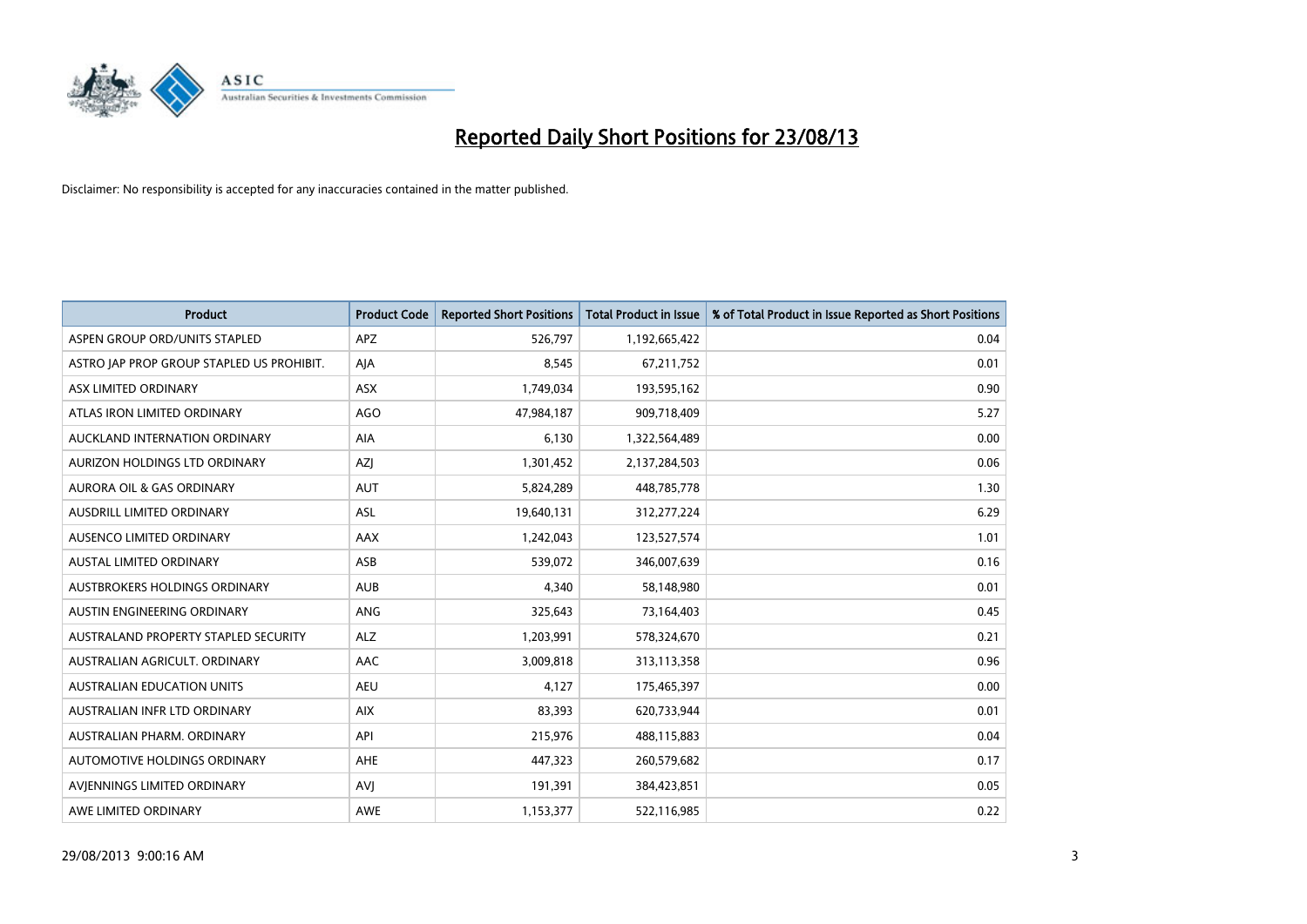# Reported Daily Short Positions for 23/08/13

Disclaimer: No responsibility is accepted for any inaccuracies contained in the matter published.

| Product | Product Code | Reported Short Positions | Total Product in Issue | % of Total Product in Issue Reported as Short Positions |
|---|---|---|---|---|
| ASPEN GROUP ORD/UNITS STAPLED | APZ | 526,797 | 1,192,665,422 | 0.04 |
| ASTRO JAP PROP GROUP STAPLED US PROHIBIT. | AJA | 8,545 | 67,211,752 | 0.01 |
| ASX LIMITED ORDINARY | ASX | 1,749,034 | 193,595,162 | 0.90 |
| ATLAS IRON LIMITED ORDINARY | AGO | 47,984,187 | 909,718,409 | 5.27 |
| AUCKLAND INTERNATION ORDINARY | AIA | 6,130 | 1,322,564,489 | 0.00 |
| AURIZON HOLDINGS LTD ORDINARY | AZJ | 1,301,452 | 2,137,284,503 | 0.06 |
| AURORA OIL & GAS ORDINARY | AUT | 5,824,289 | 448,785,778 | 1.30 |
| AUSDRILL LIMITED ORDINARY | ASL | 19,640,131 | 312,277,224 | 6.29 |
| AUSENCO LIMITED ORDINARY | AAX | 1,242,043 | 123,527,574 | 1.01 |
| AUSTAL LIMITED ORDINARY | ASB | 539,072 | 346,007,639 | 0.16 |
| AUSTBROKERS HOLDINGS ORDINARY | AUB | 4,340 | 58,148,980 | 0.01 |
| AUSTIN ENGINEERING ORDINARY | ANG | 325,643 | 73,164,403 | 0.45 |
| AUSTRALAND PROPERTY STAPLED SECURITY | ALZ | 1,203,991 | 578,324,670 | 0.21 |
| AUSTRALIAN AGRICULT. ORDINARY | AAC | 3,009,818 | 313,113,358 | 0.96 |
| AUSTRALIAN EDUCATION UNITS | AEU | 4,127 | 175,465,397 | 0.00 |
| AUSTRALIAN INFR LTD ORDINARY | AIX | 83,393 | 620,733,944 | 0.01 |
| AUSTRALIAN PHARM. ORDINARY | API | 215,976 | 488,115,883 | 0.04 |
| AUTOMOTIVE HOLDINGS ORDINARY | AHE | 447,323 | 260,579,682 | 0.17 |
| AVJENNINGS LIMITED ORDINARY | AVJ | 191,391 | 384,423,851 | 0.05 |
| AWE LIMITED ORDINARY | AWE | 1,153,377 | 522,116,985 | 0.22 |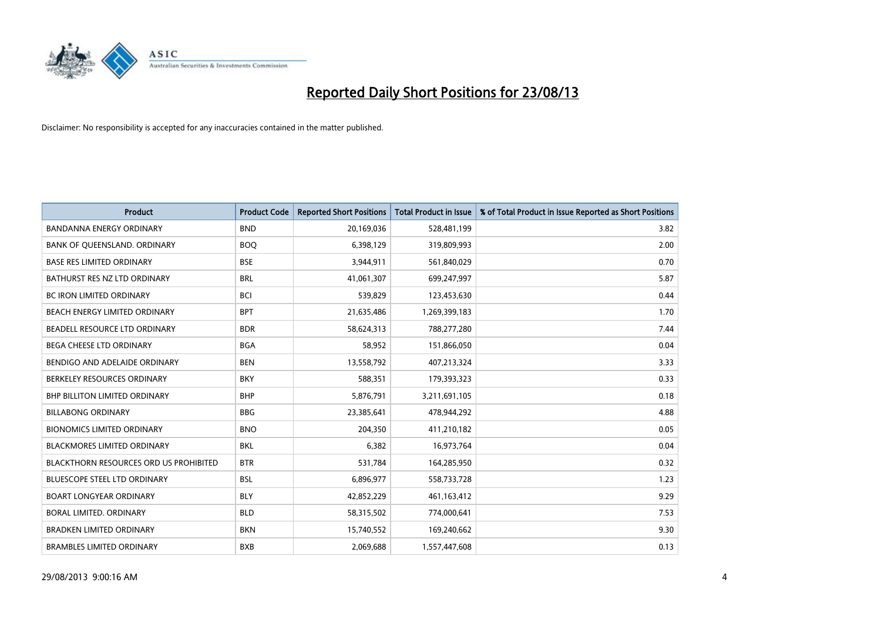# Reported Daily Short Positions for 23/08/13

Disclaimer: No responsibility is accepted for any inaccuracies contained in the matter published.

| Product | Product Code | Reported Short Positions | Total Product in Issue | % of Total Product in Issue Reported as Short Positions |
|---|---|---|---|---|
| BANDANNA ENERGY ORDINARY | BND | 20,169,036 | 528,481,199 | 3.82 |
| BANK OF QUEENSLAND. ORDINARY | BOQ | 6,398,129 | 319,809,993 | 2.00 |
| BASE RES LIMITED ORDINARY | BSE | 3,944,911 | 561,840,029 | 0.70 |
| BATHURST RES NZ LTD ORDINARY | BRL | 41,061,307 | 699,247,997 | 5.87 |
| BC IRON LIMITED ORDINARY | BCI | 539,829 | 123,453,630 | 0.44 |
| BEACH ENERGY LIMITED ORDINARY | BPT | 21,635,486 | 1,269,399,183 | 1.70 |
| BEADELL RESOURCE LTD ORDINARY | BDR | 58,624,313 | 788,277,280 | 7.44 |
| BEGA CHEESE LTD ORDINARY | BGA | 58,952 | 151,866,050 | 0.04 |
| BENDIGO AND ADELAIDE ORDINARY | BEN | 13,558,792 | 407,213,324 | 3.33 |
| BERKELEY RESOURCES ORDINARY | BKY | 588,351 | 179,393,323 | 0.33 |
| BHP BILLITON LIMITED ORDINARY | BHP | 5,876,791 | 3,211,691,105 | 0.18 |
| BILLABONG ORDINARY | BBG | 23,385,641 | 478,944,292 | 4.88 |
| BIONOMICS LIMITED ORDINARY | BNO | 204,350 | 411,210,182 | 0.05 |
| BLACKMORES LIMITED ORDINARY | BKL | 6,382 | 16,973,764 | 0.04 |
| BLACKTHORN RESOURCES ORD US PROHIBITED | BTR | 531,784 | 164,285,950 | 0.32 |
| BLUESCOPE STEEL LTD ORDINARY | BSL | 6,896,977 | 558,733,728 | 1.23 |
| BOART LONGYEAR ORDINARY | BLY | 42,852,229 | 461,163,412 | 9.29 |
| BORAL LIMITED. ORDINARY | BLD | 58,315,502 | 774,000,641 | 7.53 |
| BRADKEN LIMITED ORDINARY | BKN | 15,740,552 | 169,240,662 | 9.30 |
| BRAMBLES LIMITED ORDINARY | BXB | 2,069,688 | 1,557,447,608 | 0.13 |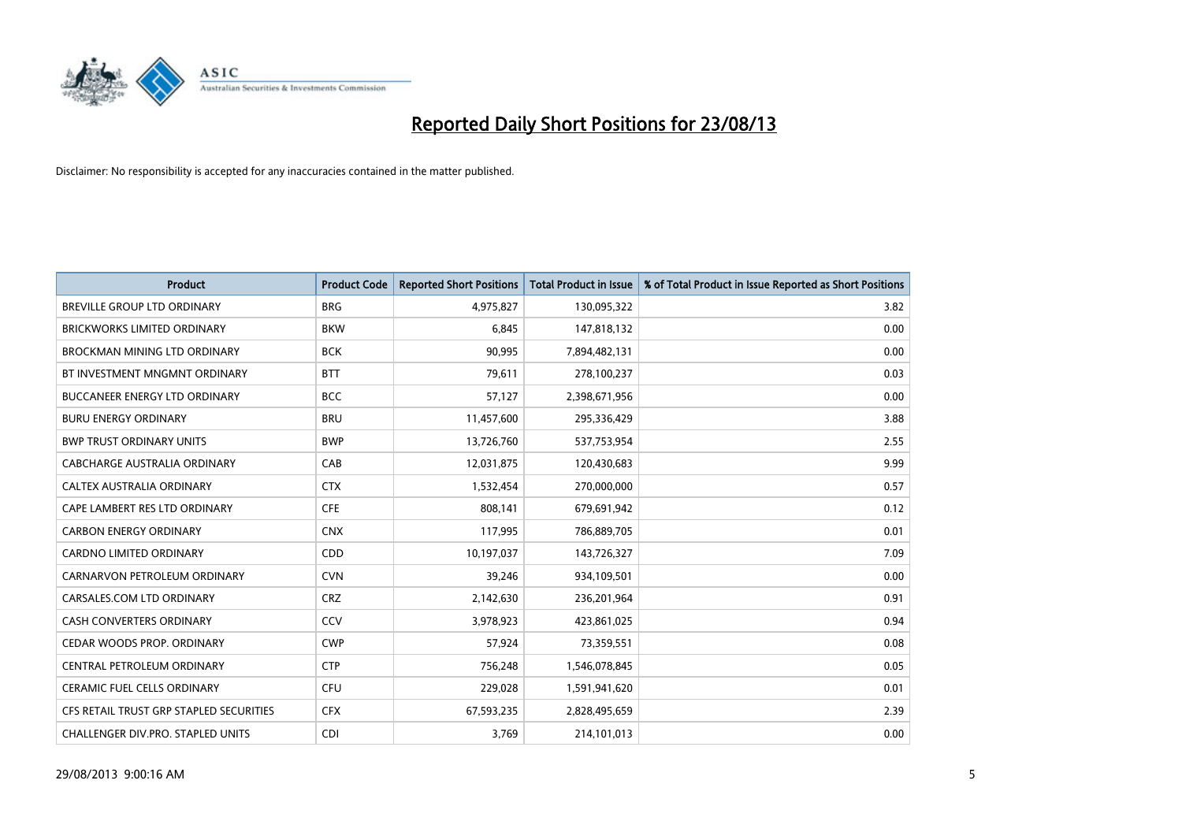# Reported Daily Short Positions for 23/08/13

Disclaimer: No responsibility is accepted for any inaccuracies contained in the matter published.

| Product | Product Code | Reported Short Positions | Total Product in Issue | % of Total Product in Issue Reported as Short Positions |
|---|---|---|---|---|
| BREVILLE GROUP LTD ORDINARY | BRG | 4,975,827 | 130,095,322 | 3.82 |
| BRICKWORKS LIMITED ORDINARY | BKW | 6,845 | 147,818,132 | 0.00 |
| BROCKMAN MINING LTD ORDINARY | BCK | 90,995 | 7,894,482,131 | 0.00 |
| BT INVESTMENT MNGMNT ORDINARY | BTT | 79,611 | 278,100,237 | 0.03 |
| BUCCANEER ENERGY LTD ORDINARY | BCC | 57,127 | 2,398,671,956 | 0.00 |
| BURU ENERGY ORDINARY | BRU | 11,457,600 | 295,336,429 | 3.88 |
| BWP TRUST ORDINARY UNITS | BWP | 13,726,760 | 537,753,954 | 2.55 |
| CABCHARGE AUSTRALIA ORDINARY | CAB | 12,031,875 | 120,430,683 | 9.99 |
| CALTEX AUSTRALIA ORDINARY | CTX | 1,532,454 | 270,000,000 | 0.57 |
| CAPE LAMBERT RES LTD ORDINARY | CFE | 808,141 | 679,691,942 | 0.12 |
| CARBON ENERGY ORDINARY | CNX | 117,995 | 786,889,705 | 0.01 |
| CARDNO LIMITED ORDINARY | CDD | 10,197,037 | 143,726,327 | 7.09 |
| CARNARVON PETROLEUM ORDINARY | CVN | 39,246 | 934,109,501 | 0.00 |
| CARSALES.COM LTD ORDINARY | CRZ | 2,142,630 | 236,201,964 | 0.91 |
| CASH CONVERTERS ORDINARY | CCV | 3,978,923 | 423,861,025 | 0.94 |
| CEDAR WOODS PROP. ORDINARY | CWP | 57,924 | 73,359,551 | 0.08 |
| CENTRAL PETROLEUM ORDINARY | CTP | 756,248 | 1,546,078,845 | 0.05 |
| CERAMIC FUEL CELLS ORDINARY | CFU | 229,028 | 1,591,941,620 | 0.01 |
| CFS RETAIL TRUST GRP STAPLED SECURITIES | CFX | 67,593,235 | 2,828,495,659 | 2.39 |
| CHALLENGER DIV.PRO. STAPLED UNITS | CDI | 3,769 | 214,101,013 | 0.00 |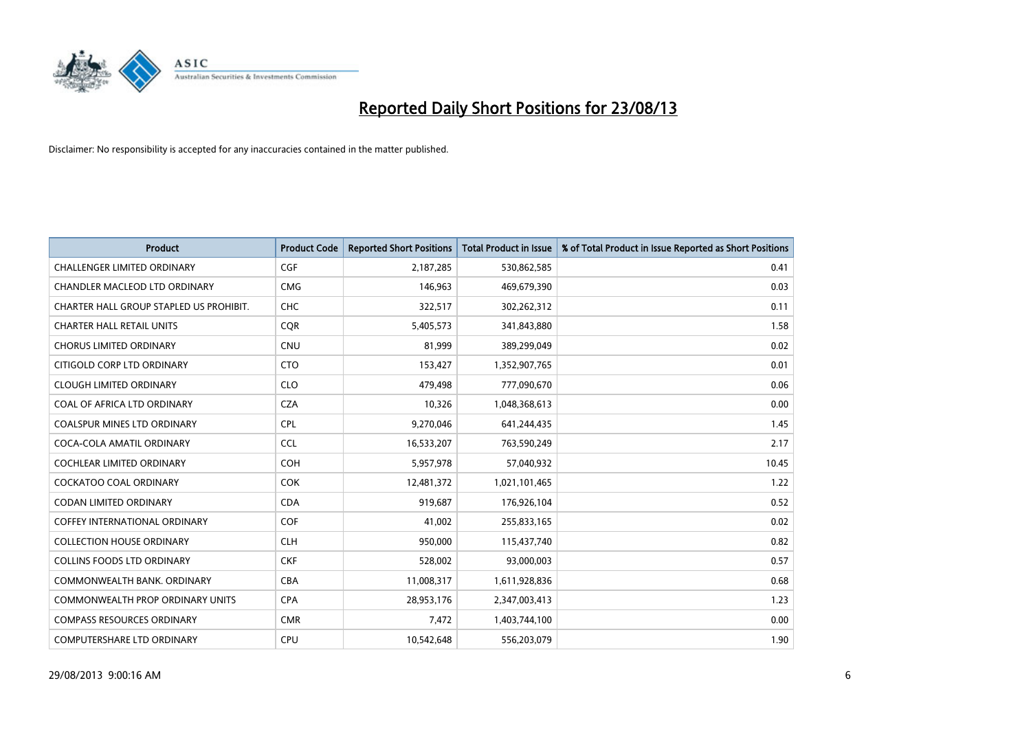# Reported Daily Short Positions for 23/08/13

Disclaimer: No responsibility is accepted for any inaccuracies contained in the matter published.

| Product | Product Code | Reported Short Positions | Total Product in Issue | % of Total Product in Issue Reported as Short Positions |
|---|---|---|---|---|
| CHALLENGER LIMITED ORDINARY | CGF | 2,187,285 | 530,862,585 | 0.41 |
| CHANDLER MACLEOD LTD ORDINARY | CMG | 146,963 | 469,679,390 | 0.03 |
| CHARTER HALL GROUP STAPLED US PROHIBIT. | CHC | 322,517 | 302,262,312 | 0.11 |
| CHARTER HALL RETAIL UNITS | CQR | 5,405,573 | 341,843,880 | 1.58 |
| CHORUS LIMITED ORDINARY | CNU | 81,999 | 389,299,049 | 0.02 |
| CITIGOLD CORP LTD ORDINARY | CTO | 153,427 | 1,352,907,765 | 0.01 |
| CLOUGH LIMITED ORDINARY | CLO | 479,498 | 777,090,670 | 0.06 |
| COAL OF AFRICA LTD ORDINARY | CZA | 10,326 | 1,048,368,613 | 0.00 |
| COALSPUR MINES LTD ORDINARY | CPL | 9,270,046 | 641,244,435 | 1.45 |
| COCA-COLA AMATIL ORDINARY | CCL | 16,533,207 | 763,590,249 | 2.17 |
| COCHLEAR LIMITED ORDINARY | COH | 5,957,978 | 57,040,932 | 10.45 |
| COCKATOO COAL ORDINARY | COK | 12,481,372 | 1,021,101,465 | 1.22 |
| CODAN LIMITED ORDINARY | CDA | 919,687 | 176,926,104 | 0.52 |
| COFFEY INTERNATIONAL ORDINARY | COF | 41,002 | 255,833,165 | 0.02 |
| COLLECTION HOUSE ORDINARY | CLH | 950,000 | 115,437,740 | 0.82 |
| COLLINS FOODS LTD ORDINARY | CKF | 528,002 | 93,000,003 | 0.57 |
| COMMONWEALTH BANK. ORDINARY | CBA | 11,008,317 | 1,611,928,836 | 0.68 |
| COMMONWEALTH PROP ORDINARY UNITS | CPA | 28,953,176 | 2,347,003,413 | 1.23 |
| COMPASS RESOURCES ORDINARY | CMR | 7,472 | 1,403,744,100 | 0.00 |
| COMPUTERSHARE LTD ORDINARY | CPU | 10,542,648 | 556,203,079 | 1.90 |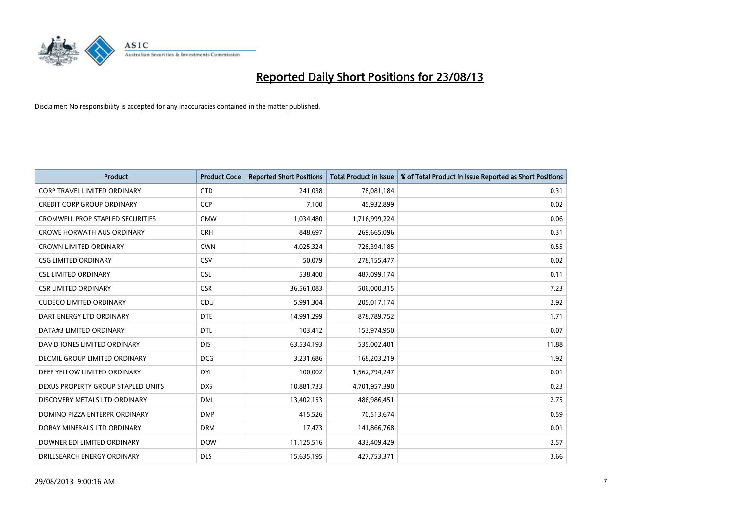# Reported Daily Short Positions for 23/08/13

Disclaimer: No responsibility is accepted for any inaccuracies contained in the matter published.

| Product | Product Code | Reported Short Positions | Total Product in Issue | % of Total Product in Issue Reported as Short Positions |
|---|---|---|---|---|
| CORP TRAVEL LIMITED ORDINARY | CTD | 241,038 | 78,081,184 | 0.31 |
| CREDIT CORP GROUP ORDINARY | CCP | 7,100 | 45,932,899 | 0.02 |
| CROMWELL PROP STAPLED SECURITIES | CMW | 1,034,480 | 1,716,999,224 | 0.06 |
| CROWE HORWATH AUS ORDINARY | CRH | 848,697 | 269,665,096 | 0.31 |
| CROWN LIMITED ORDINARY | CWN | 4,025,324 | 728,394,185 | 0.55 |
| CSG LIMITED ORDINARY | CSV | 50,079 | 278,155,477 | 0.02 |
| CSL LIMITED ORDINARY | CSL | 538,400 | 487,099,174 | 0.11 |
| CSR LIMITED ORDINARY | CSR | 36,561,083 | 506,000,315 | 7.23 |
| CUDECO LIMITED ORDINARY | CDU | 5,991,304 | 205,017,174 | 2.92 |
| DART ENERGY LTD ORDINARY | DTE | 14,991,299 | 878,789,752 | 1.71 |
| DATA#3 LIMITED ORDINARY | DTL | 103,412 | 153,974,950 | 0.07 |
| DAVID JONES LIMITED ORDINARY | DJS | 63,534,193 | 535,002,401 | 11.88 |
| DECMIL GROUP LIMITED ORDINARY | DCG | 3,231,686 | 168,203,219 | 1.92 |
| DEEP YELLOW LIMITED ORDINARY | DYL | 100,002 | 1,562,794,247 | 0.01 |
| DEXUS PROPERTY GROUP STAPLED UNITS | DXS | 10,881,733 | 4,701,957,390 | 0.23 |
| DISCOVERY METALS LTD ORDINARY | DML | 13,402,153 | 486,986,451 | 2.75 |
| DOMINO PIZZA ENTERPR ORDINARY | DMP | 415,526 | 70,513,674 | 0.59 |
| DORAY MINERALS LTD ORDINARY | DRM | 17,473 | 141,866,768 | 0.01 |
| DOWNER EDI LIMITED ORDINARY | DOW | 11,125,516 | 433,409,429 | 2.57 |
| DRILLSEARCH ENERGY ORDINARY | DLS | 15,635,195 | 427,753,371 | 3.66 |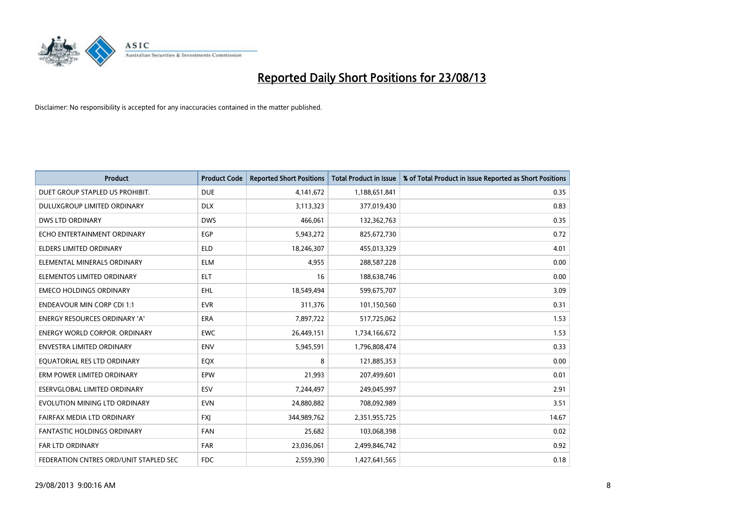# Reported Daily Short Positions for 23/08/13

Disclaimer: No responsibility is accepted for any inaccuracies contained in the matter published.

| Product | Product Code | Reported Short Positions | Total Product in Issue | % of Total Product in Issue Reported as Short Positions |
|---|---|---|---|---|
| DUET GROUP STAPLED US PROHIBIT. | DUE | 4,141,672 | 1,188,651,841 | 0.35 |
| DULUXGROUP LIMITED ORDINARY | DLX | 3,113,323 | 377,019,430 | 0.83 |
| DWS LTD ORDINARY | DWS | 466,061 | 132,362,763 | 0.35 |
| ECHO ENTERTAINMENT ORDINARY | EGP | 5,943,272 | 825,672,730 | 0.72 |
| ELDERS LIMITED ORDINARY | ELD | 18,246,307 | 455,013,329 | 4.01 |
| ELEMENTAL MINERALS ORDINARY | ELM | 4,955 | 288,587,228 | 0.00 |
| ELEMENTOS LIMITED ORDINARY | ELT | 16 | 188,638,746 | 0.00 |
| EMECO HOLDINGS ORDINARY | EHL | 18,549,494 | 599,675,707 | 3.09 |
| ENDEAVOUR MIN CORP CDI 1:1 | EVR | 311,376 | 101,150,560 | 0.31 |
| ENERGY RESOURCES ORDINARY 'A' | ERA | 7,897,722 | 517,725,062 | 1.53 |
| ENERGY WORLD CORPOR. ORDINARY | EWC | 26,449,151 | 1,734,166,672 | 1.53 |
| ENVESTRA LIMITED ORDINARY | ENV | 5,945,591 | 1,796,808,474 | 0.33 |
| EQUATORIAL RES LTD ORDINARY | EQX | 8 | 121,885,353 | 0.00 |
| ERM POWER LIMITED ORDINARY | EPW | 21,993 | 207,499,601 | 0.01 |
| ESERVGLOBAL LIMITED ORDINARY | ESV | 7,244,497 | 249,045,997 | 2.91 |
| EVOLUTION MINING LTD ORDINARY | EVN | 24,880,882 | 708,092,989 | 3.51 |
| FAIRFAX MEDIA LTD ORDINARY | FXJ | 344,989,762 | 2,351,955,725 | 14.67 |
| FANTASTIC HOLDINGS ORDINARY | FAN | 25,682 | 103,068,398 | 0.02 |
| FAR LTD ORDINARY | FAR | 23,036,061 | 2,499,846,742 | 0.92 |
| FEDERATION CNTRES ORD/UNIT STAPLED SEC | FDC | 2,559,390 | 1,427,641,565 | 0.18 |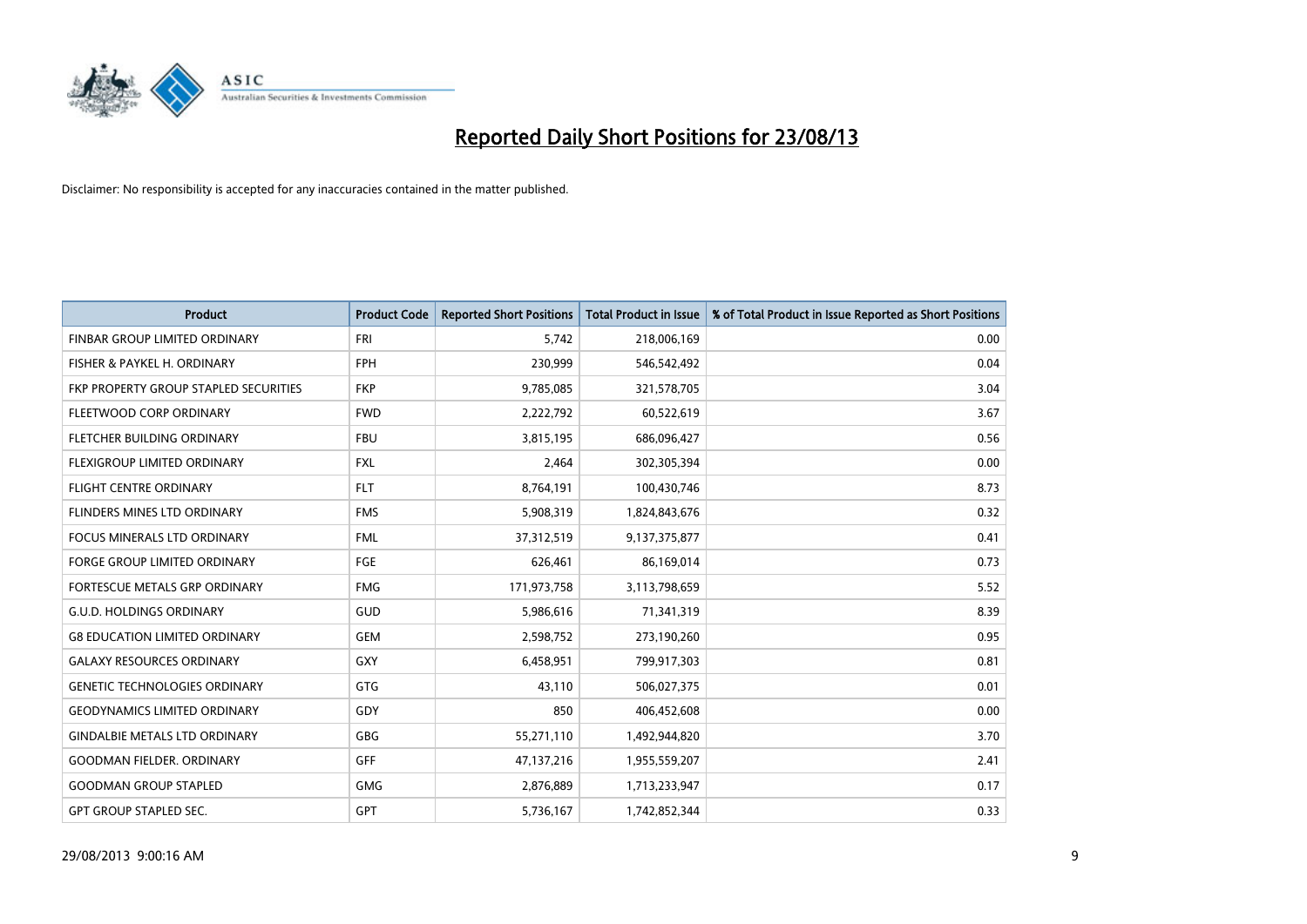# Reported Daily Short Positions for 23/08/13

Disclaimer: No responsibility is accepted for any inaccuracies contained in the matter published.

| Product | Product Code | Reported Short Positions | Total Product in Issue | % of Total Product in Issue Reported as Short Positions |
|---|---|---|---|---|
| FINBAR GROUP LIMITED ORDINARY | FRI | 5,742 | 218,006,169 | 0.00 |
| FISHER & PAYKEL H. ORDINARY | FPH | 230,999 | 546,542,492 | 0.04 |
| FKP PROPERTY GROUP STAPLED SECURITIES | FKP | 9,785,085 | 321,578,705 | 3.04 |
| FLEETWOOD CORP ORDINARY | FWD | 2,222,792 | 60,522,619 | 3.67 |
| FLETCHER BUILDING ORDINARY | FBU | 3,815,195 | 686,096,427 | 0.56 |
| FLEXIGROUP LIMITED ORDINARY | FXL | 2,464 | 302,305,394 | 0.00 |
| FLIGHT CENTRE ORDINARY | FLT | 8,764,191 | 100,430,746 | 8.73 |
| FLINDERS MINES LTD ORDINARY | FMS | 5,908,319 | 1,824,843,676 | 0.32 |
| FOCUS MINERALS LTD ORDINARY | FML | 37,312,519 | 9,137,375,877 | 0.41 |
| FORGE GROUP LIMITED ORDINARY | FGE | 626,461 | 86,169,014 | 0.73 |
| FORTESCUE METALS GRP ORDINARY | FMG | 171,973,758 | 3,113,798,659 | 5.52 |
| G.U.D. HOLDINGS ORDINARY | GUD | 5,986,616 | 71,341,319 | 8.39 |
| G8 EDUCATION LIMITED ORDINARY | GEM | 2,598,752 | 273,190,260 | 0.95 |
| GALAXY RESOURCES ORDINARY | GXY | 6,458,951 | 799,917,303 | 0.81 |
| GENETIC TECHNOLOGIES ORDINARY | GTG | 43,110 | 506,027,375 | 0.01 |
| GEODYNAMICS LIMITED ORDINARY | GDY | 850 | 406,452,608 | 0.00 |
| GINDALBIE METALS LTD ORDINARY | GBG | 55,271,110 | 1,492,944,820 | 3.70 |
| GOODMAN FIELDER. ORDINARY | GFF | 47,137,216 | 1,955,559,207 | 2.41 |
| GOODMAN GROUP STAPLED | GMG | 2,876,889 | 1,713,233,947 | 0.17 |
| GPT GROUP STAPLED SEC. | GPT | 5,736,167 | 1,742,852,344 | 0.33 |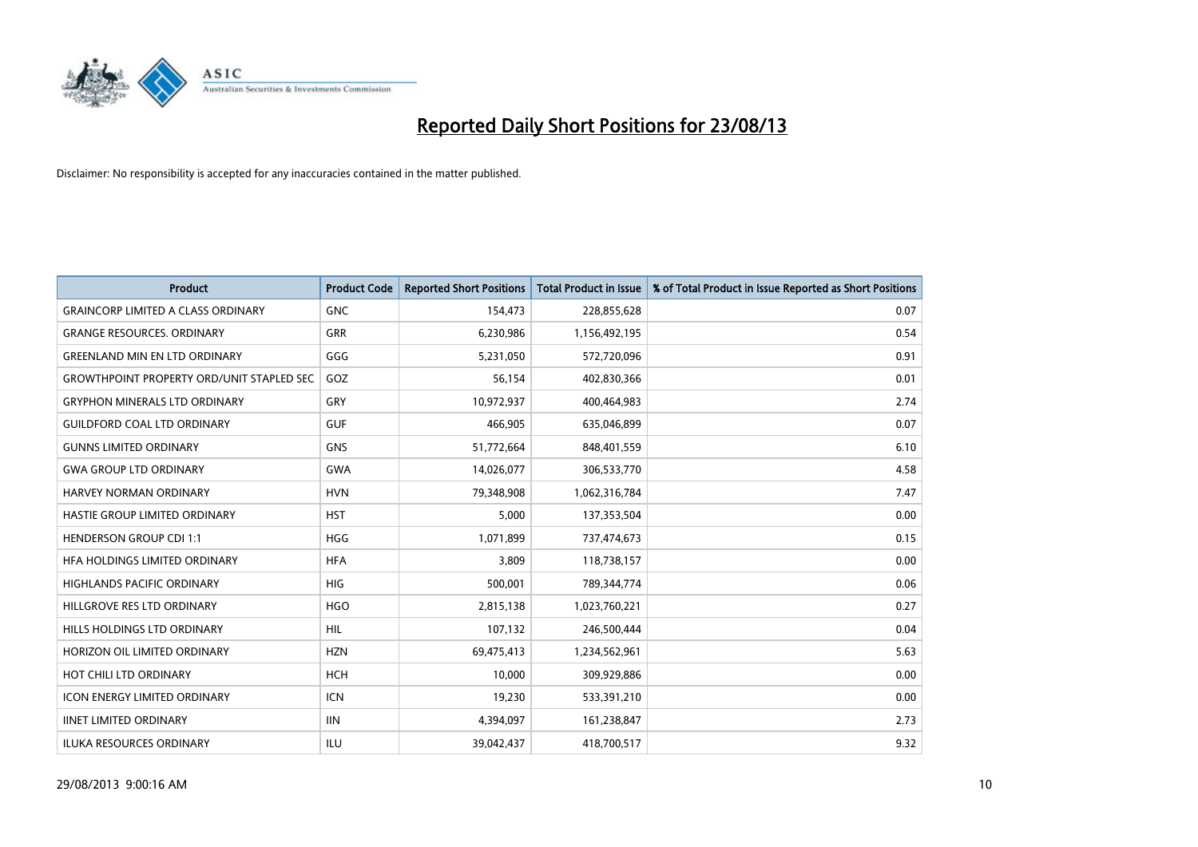# Reported Daily Short Positions for 23/08/13

Disclaimer: No responsibility is accepted for any inaccuracies contained in the matter published.

| Product | Product Code | Reported Short Positions | Total Product in Issue | % of Total Product in Issue Reported as Short Positions |
|---|---|---|---|---|
| GRAINCORP LIMITED A CLASS ORDINARY | GNC | 154,473 | 228,855,628 | 0.07 |
| GRANGE RESOURCES. ORDINARY | GRR | 6,230,986 | 1,156,492,195 | 0.54 |
| GREENLAND MIN EN LTD ORDINARY | GGG | 5,231,050 | 572,720,096 | 0.91 |
| GROWTHPOINT PROPERTY ORD/UNIT STAPLED SEC | GOZ | 56,154 | 402,830,366 | 0.01 |
| GRYPHON MINERALS LTD ORDINARY | GRY | 10,972,937 | 400,464,983 | 2.74 |
| GUILDFORD COAL LTD ORDINARY | GUF | 466,905 | 635,046,899 | 0.07 |
| GUNNS LIMITED ORDINARY | GNS | 51,772,664 | 848,401,559 | 6.10 |
| GWA GROUP LTD ORDINARY | GWA | 14,026,077 | 306,533,770 | 4.58 |
| HARVEY NORMAN ORDINARY | HVN | 79,348,908 | 1,062,316,784 | 7.47 |
| HASTIE GROUP LIMITED ORDINARY | HST | 5,000 | 137,353,504 | 0.00 |
| HENDERSON GROUP CDI 1:1 | HGG | 1,071,899 | 737,474,673 | 0.15 |
| HFA HOLDINGS LIMITED ORDINARY | HFA | 3,809 | 118,738,157 | 0.00 |
| HIGHLANDS PACIFIC ORDINARY | HIG | 500,001 | 789,344,774 | 0.06 |
| HILLGROVE RES LTD ORDINARY | HGO | 2,815,138 | 1,023,760,221 | 0.27 |
| HILLS HOLDINGS LTD ORDINARY | HIL | 107,132 | 246,500,444 | 0.04 |
| HORIZON OIL LIMITED ORDINARY | HZN | 69,475,413 | 1,234,562,961 | 5.63 |
| HOT CHILI LTD ORDINARY | HCH | 10,000 | 309,929,886 | 0.00 |
| ICON ENERGY LIMITED ORDINARY | ICN | 19,230 | 533,391,210 | 0.00 |
| IINET LIMITED ORDINARY | IIN | 4,394,097 | 161,238,847 | 2.73 |
| ILUKA RESOURCES ORDINARY | ILU | 39,042,437 | 418,700,517 | 9.32 |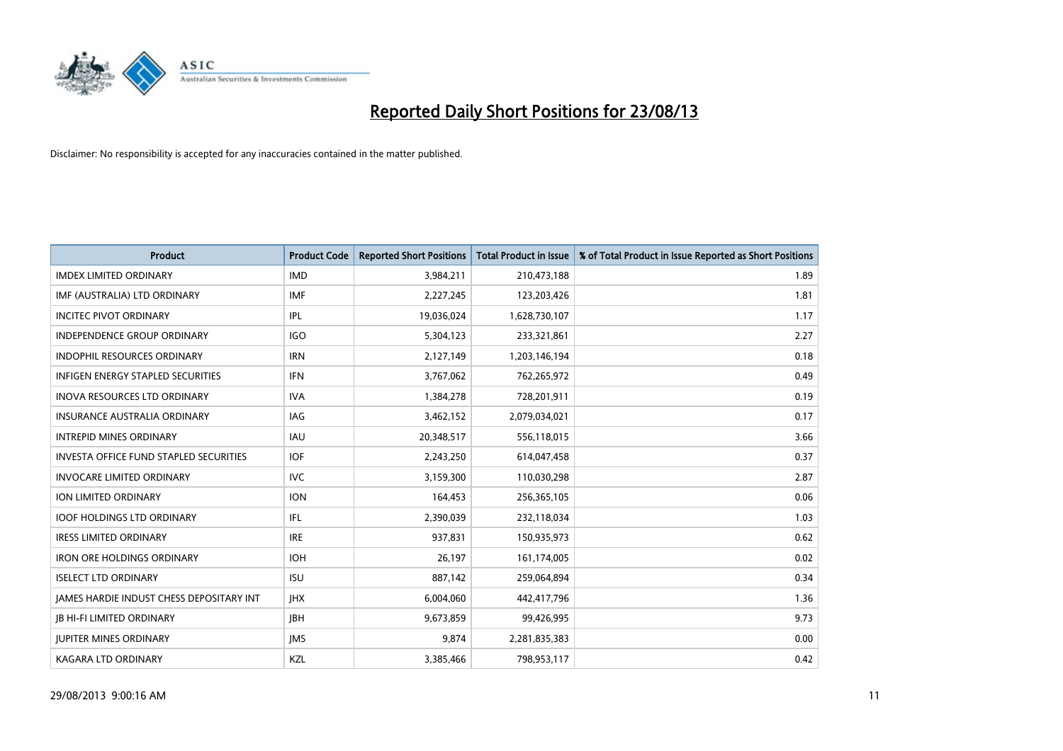# Reported Daily Short Positions for 23/08/13

Disclaimer: No responsibility is accepted for any inaccuracies contained in the matter published.

| Product | Product Code | Reported Short Positions | Total Product in Issue | % of Total Product in Issue Reported as Short Positions |
|---|---|---|---|---|
| IMDEX LIMITED ORDINARY | IMD | 3,984,211 | 210,473,188 | 1.89 |
| IMF (AUSTRALIA) LTD ORDINARY | IMF | 2,227,245 | 123,203,426 | 1.81 |
| INCITEC PIVOT ORDINARY | IPL | 19,036,024 | 1,628,730,107 | 1.17 |
| INDEPENDENCE GROUP ORDINARY | IGO | 5,304,123 | 233,321,861 | 2.27 |
| INDOPHIL RESOURCES ORDINARY | IRN | 2,127,149 | 1,203,146,194 | 0.18 |
| INFIGEN ENERGY STAPLED SECURITIES | IFN | 3,767,062 | 762,265,972 | 0.49 |
| INOVA RESOURCES LTD ORDINARY | IVA | 1,384,278 | 728,201,911 | 0.19 |
| INSURANCE AUSTRALIA ORDINARY | IAG | 3,462,152 | 2,079,034,021 | 0.17 |
| INTREPID MINES ORDINARY | IAU | 20,348,517 | 556,118,015 | 3.66 |
| INVESTA OFFICE FUND STAPLED SECURITIES | IOF | 2,243,250 | 614,047,458 | 0.37 |
| INVOCARE LIMITED ORDINARY | IVC | 3,159,300 | 110,030,298 | 2.87 |
| ION LIMITED ORDINARY | ION | 164,453 | 256,365,105 | 0.06 |
| IOOF HOLDINGS LTD ORDINARY | IFL | 2,390,039 | 232,118,034 | 1.03 |
| IRESS LIMITED ORDINARY | IRE | 937,831 | 150,935,973 | 0.62 |
| IRON ORE HOLDINGS ORDINARY | IOH | 26,197 | 161,174,005 | 0.02 |
| ISELECT LTD ORDINARY | ISU | 887,142 | 259,064,894 | 0.34 |
| JAMES HARDIE INDUST CHESS DEPOSITARY INT | JHX | 6,004,060 | 442,417,796 | 1.36 |
| JB HI-FI LIMITED ORDINARY | JBH | 9,673,859 | 99,426,995 | 9.73 |
| JUPITER MINES ORDINARY | JMS | 9,874 | 2,281,835,383 | 0.00 |
| KAGARA LTD ORDINARY | KZL | 3,385,466 | 798,953,117 | 0.42 |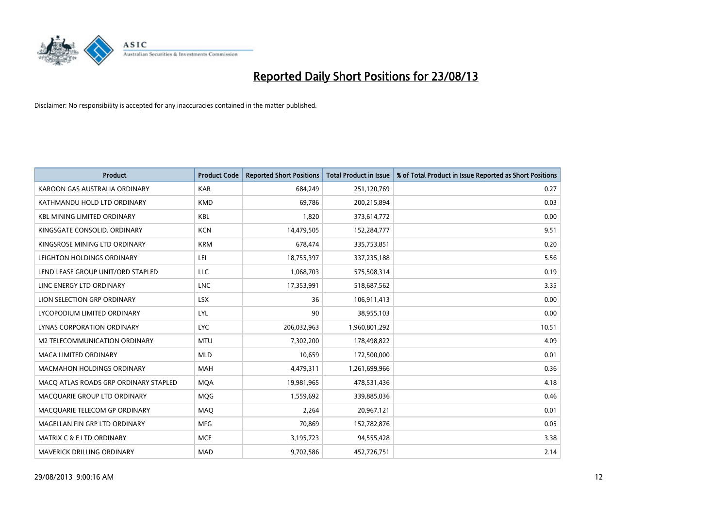# Reported Daily Short Positions for 23/08/13

Disclaimer: No responsibility is accepted for any inaccuracies contained in the matter published.

| Product | Product Code | Reported Short Positions | Total Product in Issue | % of Total Product in Issue Reported as Short Positions |
|---|---|---|---|---|
| KAROON GAS AUSTRALIA ORDINARY | KAR | 684,249 | 251,120,769 | 0.27 |
| KATHMANDU HOLD LTD ORDINARY | KMD | 69,786 | 200,215,894 | 0.03 |
| KBL MINING LIMITED ORDINARY | KBL | 1,820 | 373,614,772 | 0.00 |
| KINGSGATE CONSOLID. ORDINARY | KCN | 14,479,505 | 152,284,777 | 9.51 |
| KINGSROSE MINING LTD ORDINARY | KRM | 678,474 | 335,753,851 | 0.20 |
| LEIGHTON HOLDINGS ORDINARY | LEI | 18,755,397 | 337,235,188 | 5.56 |
| LEND LEASE GROUP UNIT/ORD STAPLED | LLC | 1,068,703 | 575,508,314 | 0.19 |
| LINC ENERGY LTD ORDINARY | LNC | 17,353,991 | 518,687,562 | 3.35 |
| LION SELECTION GRP ORDINARY | LSX | 36 | 106,911,413 | 0.00 |
| LYCOPODIUM LIMITED ORDINARY | LYL | 90 | 38,955,103 | 0.00 |
| LYNAS CORPORATION ORDINARY | LYC | 206,032,963 | 1,960,801,292 | 10.51 |
| M2 TELECOMMUNICATION ORDINARY | MTU | 7,302,200 | 178,498,822 | 4.09 |
| MACA LIMITED ORDINARY | MLD | 10,659 | 172,500,000 | 0.01 |
| MACMAHON HOLDINGS ORDINARY | MAH | 4,479,311 | 1,261,699,966 | 0.36 |
| MACQ ATLAS ROADS GRP ORDINARY STAPLED | MQA | 19,981,965 | 478,531,436 | 4.18 |
| MACQUARIE GROUP LTD ORDINARY | MQG | 1,559,692 | 339,885,036 | 0.46 |
| MACQUARIE TELECOM GP ORDINARY | MAQ | 2,264 | 20,967,121 | 0.01 |
| MAGELLAN FIN GRP LTD ORDINARY | MFG | 70,869 | 152,782,876 | 0.05 |
| MATRIX C & E LTD ORDINARY | MCE | 3,195,723 | 94,555,428 | 3.38 |
| MAVERICK DRILLING ORDINARY | MAD | 9,702,586 | 452,726,751 | 2.14 |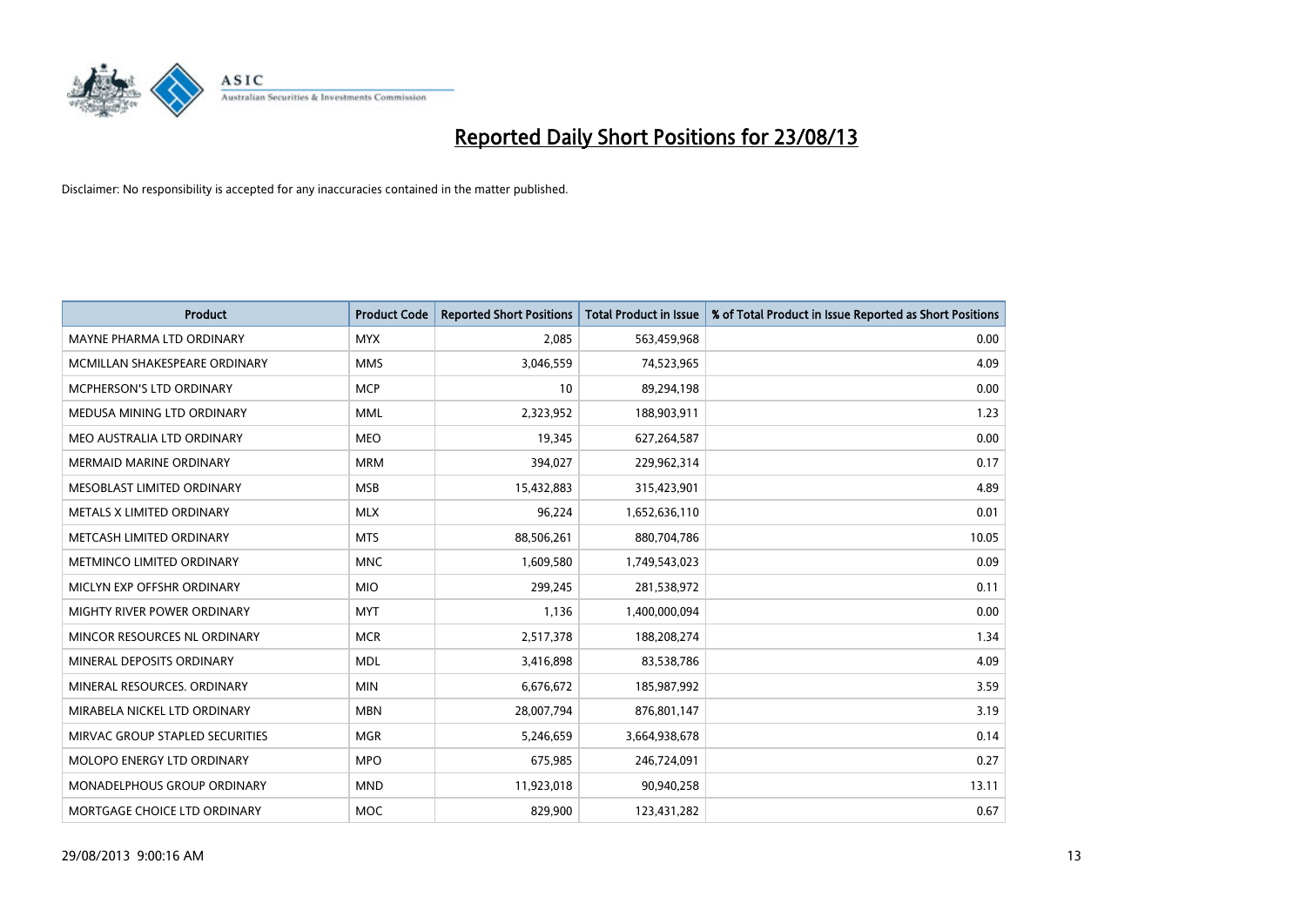# Reported Daily Short Positions for 23/08/13

Disclaimer: No responsibility is accepted for any inaccuracies contained in the matter published.

| Product | Product Code | Reported Short Positions | Total Product in Issue | % of Total Product in Issue Reported as Short Positions |
|---|---|---|---|---|
| MAYNE PHARMA LTD ORDINARY | MYX | 2,085 | 563,459,968 | 0.00 |
| MCMILLAN SHAKESPEARE ORDINARY | MMS | 3,046,559 | 74,523,965 | 4.09 |
| MCPHERSON'S LTD ORDINARY | MCP | 10 | 89,294,198 | 0.00 |
| MEDUSA MINING LTD ORDINARY | MML | 2,323,952 | 188,903,911 | 1.23 |
| MEO AUSTRALIA LTD ORDINARY | MEO | 19,345 | 627,264,587 | 0.00 |
| MERMAID MARINE ORDINARY | MRM | 394,027 | 229,962,314 | 0.17 |
| MESOBLAST LIMITED ORDINARY | MSB | 15,432,883 | 315,423,901 | 4.89 |
| METALS X LIMITED ORDINARY | MLX | 96,224 | 1,652,636,110 | 0.01 |
| METCASH LIMITED ORDINARY | MTS | 88,506,261 | 880,704,786 | 10.05 |
| METMINCO LIMITED ORDINARY | MNC | 1,609,580 | 1,749,543,023 | 0.09 |
| MICLYN EXP OFFSHR ORDINARY | MIO | 299,245 | 281,538,972 | 0.11 |
| MIGHTY RIVER POWER ORDINARY | MYT | 1,136 | 1,400,000,094 | 0.00 |
| MINCOR RESOURCES NL ORDINARY | MCR | 2,517,378 | 188,208,274 | 1.34 |
| MINERAL DEPOSITS ORDINARY | MDL | 3,416,898 | 83,538,786 | 4.09 |
| MINERAL RESOURCES. ORDINARY | MIN | 6,676,672 | 185,987,992 | 3.59 |
| MIRABELA NICKEL LTD ORDINARY | MBN | 28,007,794 | 876,801,147 | 3.19 |
| MIRVAC GROUP STAPLED SECURITIES | MGR | 5,246,659 | 3,664,938,678 | 0.14 |
| MOLOPO ENERGY LTD ORDINARY | MPO | 675,985 | 246,724,091 | 0.27 |
| MONADELPHOUS GROUP ORDINARY | MND | 11,923,018 | 90,940,258 | 13.11 |
| MORTGAGE CHOICE LTD ORDINARY | MOC | 829,900 | 123,431,282 | 0.67 |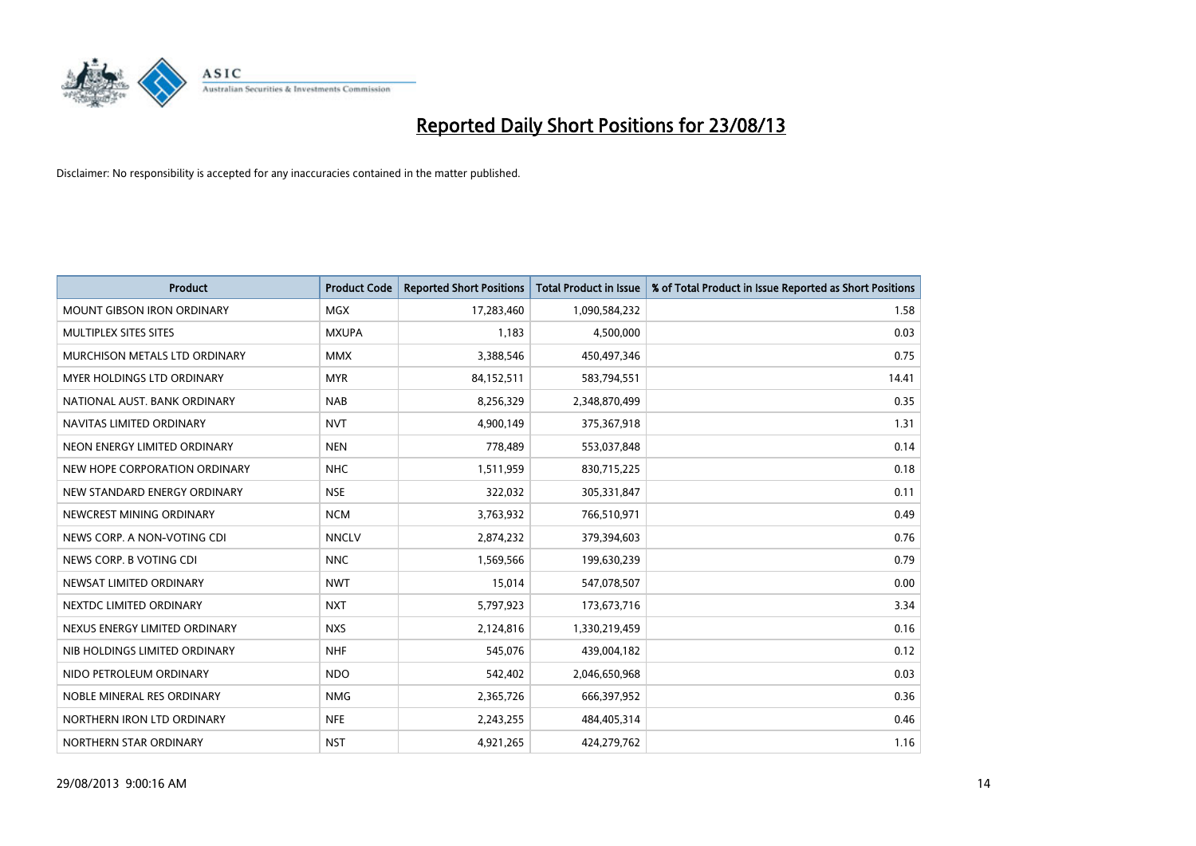# Reported Daily Short Positions for 23/08/13

Disclaimer: No responsibility is accepted for any inaccuracies contained in the matter published.

| Product | Product Code | Reported Short Positions | Total Product in Issue | % of Total Product in Issue Reported as Short Positions |
|---|---|---|---|---|
| MOUNT GIBSON IRON ORDINARY | MGX | 17,283,460 | 1,090,584,232 | 1.58 |
| MULTIPLEX SITES SITES | MXUPA | 1,183 | 4,500,000 | 0.03 |
| MURCHISON METALS LTD ORDINARY | MMX | 3,388,546 | 450,497,346 | 0.75 |
| MYER HOLDINGS LTD ORDINARY | MYR | 84,152,511 | 583,794,551 | 14.41 |
| NATIONAL AUST. BANK ORDINARY | NAB | 8,256,329 | 2,348,870,499 | 0.35 |
| NAVITAS LIMITED ORDINARY | NVT | 4,900,149 | 375,367,918 | 1.31 |
| NEON ENERGY LIMITED ORDINARY | NEN | 778,489 | 553,037,848 | 0.14 |
| NEW HOPE CORPORATION ORDINARY | NHC | 1,511,959 | 830,715,225 | 0.18 |
| NEW STANDARD ENERGY ORDINARY | NSE | 322,032 | 305,331,847 | 0.11 |
| NEWCREST MINING ORDINARY | NCM | 3,763,932 | 766,510,971 | 0.49 |
| NEWS CORP. A NON-VOTING CDI | NNCLV | 2,874,232 | 379,394,603 | 0.76 |
| NEWS CORP. B VOTING CDI | NNC | 1,569,566 | 199,630,239 | 0.79 |
| NEWSAT LIMITED ORDINARY | NWT | 15,014 | 547,078,507 | 0.00 |
| NEXTDC LIMITED ORDINARY | NXT | 5,797,923 | 173,673,716 | 3.34 |
| NEXUS ENERGY LIMITED ORDINARY | NXS | 2,124,816 | 1,330,219,459 | 0.16 |
| NIB HOLDINGS LIMITED ORDINARY | NHF | 545,076 | 439,004,182 | 0.12 |
| NIDO PETROLEUM ORDINARY | NDO | 542,402 | 2,046,650,968 | 0.03 |
| NOBLE MINERAL RES ORDINARY | NMG | 2,365,726 | 666,397,952 | 0.36 |
| NORTHERN IRON LTD ORDINARY | NFE | 2,243,255 | 484,405,314 | 0.46 |
| NORTHERN STAR ORDINARY | NST | 4,921,265 | 424,279,762 | 1.16 |

29/08/2013 9:00:16 AM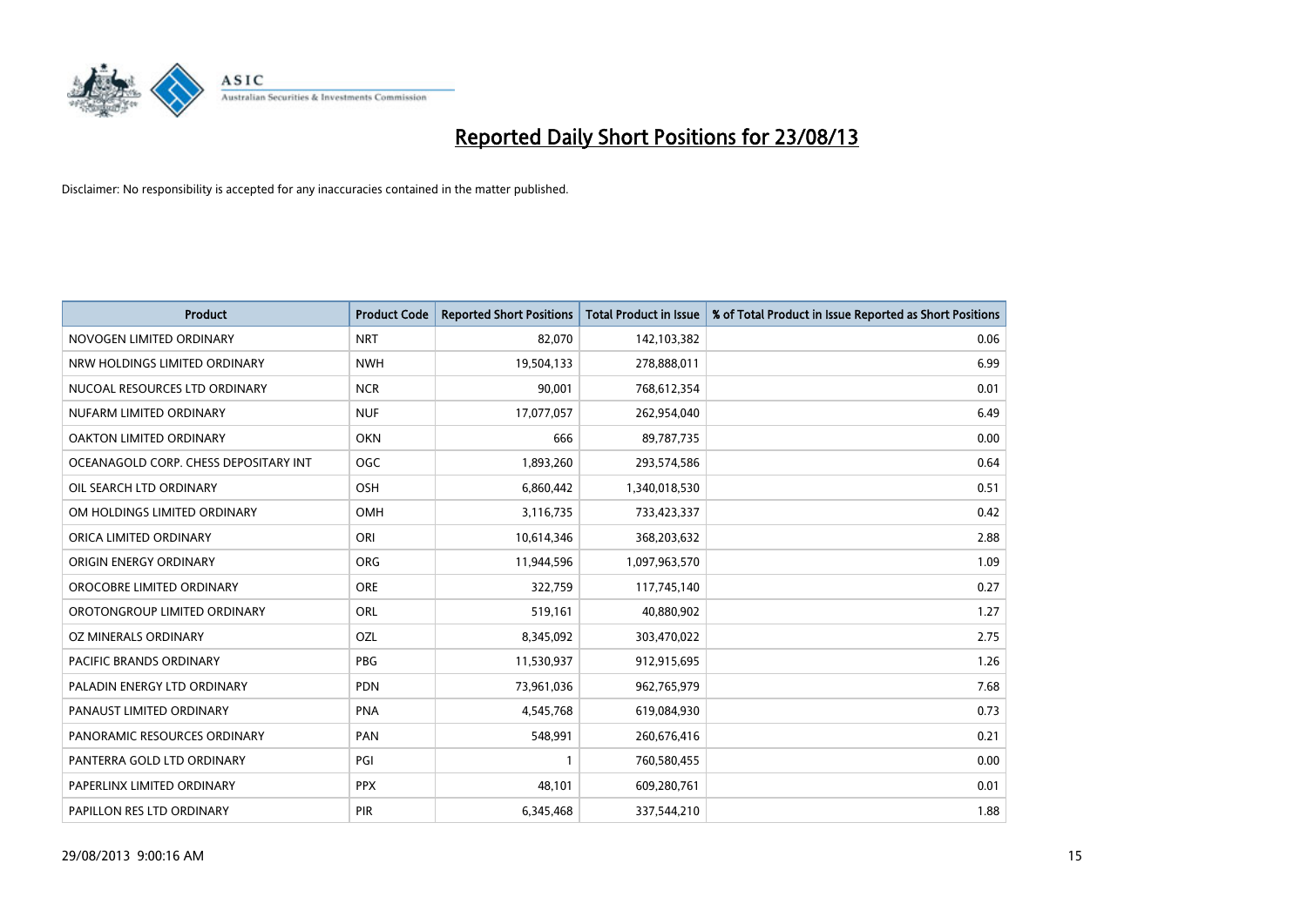# Reported Daily Short Positions for 23/08/13

Disclaimer: No responsibility is accepted for any inaccuracies contained in the matter published.

| Product | Product Code | Reported Short Positions | Total Product in Issue | % of Total Product in Issue Reported as Short Positions |
|---|---|---|---|---|
| NOVOGEN LIMITED ORDINARY | NRT | 82,070 | 142,103,382 | 0.06 |
| NRW HOLDINGS LIMITED ORDINARY | NWH | 19,504,133 | 278,888,011 | 6.99 |
| NUCOAL RESOURCES LTD ORDINARY | NCR | 90,001 | 768,612,354 | 0.01 |
| NUFARM LIMITED ORDINARY | NUF | 17,077,057 | 262,954,040 | 6.49 |
| OAKTON LIMITED ORDINARY | OKN | 666 | 89,787,735 | 0.00 |
| OCEANAGOLD CORP. CHESS DEPOSITARY INT | OGC | 1,893,260 | 293,574,586 | 0.64 |
| OIL SEARCH LTD ORDINARY | OSH | 6,860,442 | 1,340,018,530 | 0.51 |
| OM HOLDINGS LIMITED ORDINARY | OMH | 3,116,735 | 733,423,337 | 0.42 |
| ORICA LIMITED ORDINARY | ORI | 10,614,346 | 368,203,632 | 2.88 |
| ORIGIN ENERGY ORDINARY | ORG | 11,944,596 | 1,097,963,570 | 1.09 |
| OROCOBRE LIMITED ORDINARY | ORE | 322,759 | 117,745,140 | 0.27 |
| OROTONGROUP LIMITED ORDINARY | ORL | 519,161 | 40,880,902 | 1.27 |
| OZ MINERALS ORDINARY | OZL | 8,345,092 | 303,470,022 | 2.75 |
| PACIFIC BRANDS ORDINARY | PBG | 11,530,937 | 912,915,695 | 1.26 |
| PALADIN ENERGY LTD ORDINARY | PDN | 73,961,036 | 962,765,979 | 7.68 |
| PANAUST LIMITED ORDINARY | PNA | 4,545,768 | 619,084,930 | 0.73 |
| PANORAMIC RESOURCES ORDINARY | PAN | 548,991 | 260,676,416 | 0.21 |
| PANTERRA GOLD LTD ORDINARY | PGI | 1 | 760,580,455 | 0.00 |
| PAPERLINX LIMITED ORDINARY | PPX | 48,101 | 609,280,761 | 0.01 |
| PAPILLON RES LTD ORDINARY | PIR | 6,345,468 | 337,544,210 | 1.88 |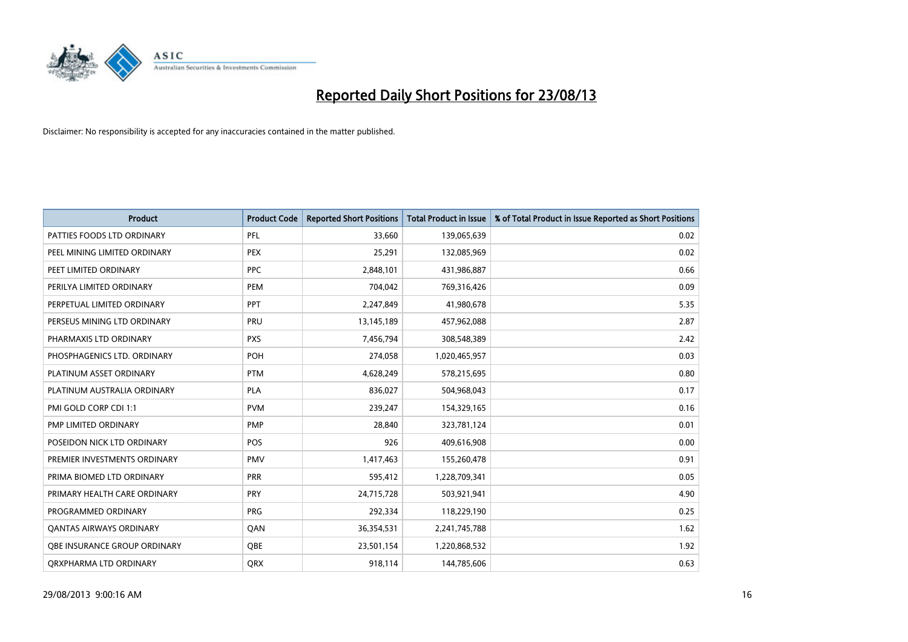# Reported Daily Short Positions for 23/08/13

Disclaimer: No responsibility is accepted for any inaccuracies contained in the matter published.

| Product | Product Code | Reported Short Positions | Total Product in Issue | % of Total Product in Issue Reported as Short Positions |
|---|---|---|---|---|
| PATTIES FOODS LTD ORDINARY | PFL | 33,660 | 139,065,639 | 0.02 |
| PEEL MINING LIMITED ORDINARY | PEX | 25,291 | 132,085,969 | 0.02 |
| PEET LIMITED ORDINARY | PPC | 2,848,101 | 431,986,887 | 0.66 |
| PERILYA LIMITED ORDINARY | PEM | 704,042 | 769,316,426 | 0.09 |
| PERPETUAL LIMITED ORDINARY | PPT | 2,247,849 | 41,980,678 | 5.35 |
| PERSEUS MINING LTD ORDINARY | PRU | 13,145,189 | 457,962,088 | 2.87 |
| PHARMAXIS LTD ORDINARY | PXS | 7,456,794 | 308,548,389 | 2.42 |
| PHOSPHAGENICS LTD. ORDINARY | POH | 274,058 | 1,020,465,957 | 0.03 |
| PLATINUM ASSET ORDINARY | PTM | 4,628,249 | 578,215,695 | 0.80 |
| PLATINUM AUSTRALIA ORDINARY | PLA | 836,027 | 504,968,043 | 0.17 |
| PMI GOLD CORP CDI 1:1 | PVM | 239,247 | 154,329,165 | 0.16 |
| PMP LIMITED ORDINARY | PMP | 28,840 | 323,781,124 | 0.01 |
| POSEIDON NICK LTD ORDINARY | POS | 926 | 409,616,908 | 0.00 |
| PREMIER INVESTMENTS ORDINARY | PMV | 1,417,463 | 155,260,478 | 0.91 |
| PRIMA BIOMED LTD ORDINARY | PRR | 595,412 | 1,228,709,341 | 0.05 |
| PRIMARY HEALTH CARE ORDINARY | PRY | 24,715,728 | 503,921,941 | 4.90 |
| PROGRAMMED ORDINARY | PRG | 292,334 | 118,229,190 | 0.25 |
| QANTAS AIRWAYS ORDINARY | QAN | 36,354,531 | 2,241,745,788 | 1.62 |
| QBE INSURANCE GROUP ORDINARY | QBE | 23,501,154 | 1,220,868,532 | 1.92 |
| QRXPHARMA LTD ORDINARY | QRX | 918,114 | 144,785,606 | 0.63 |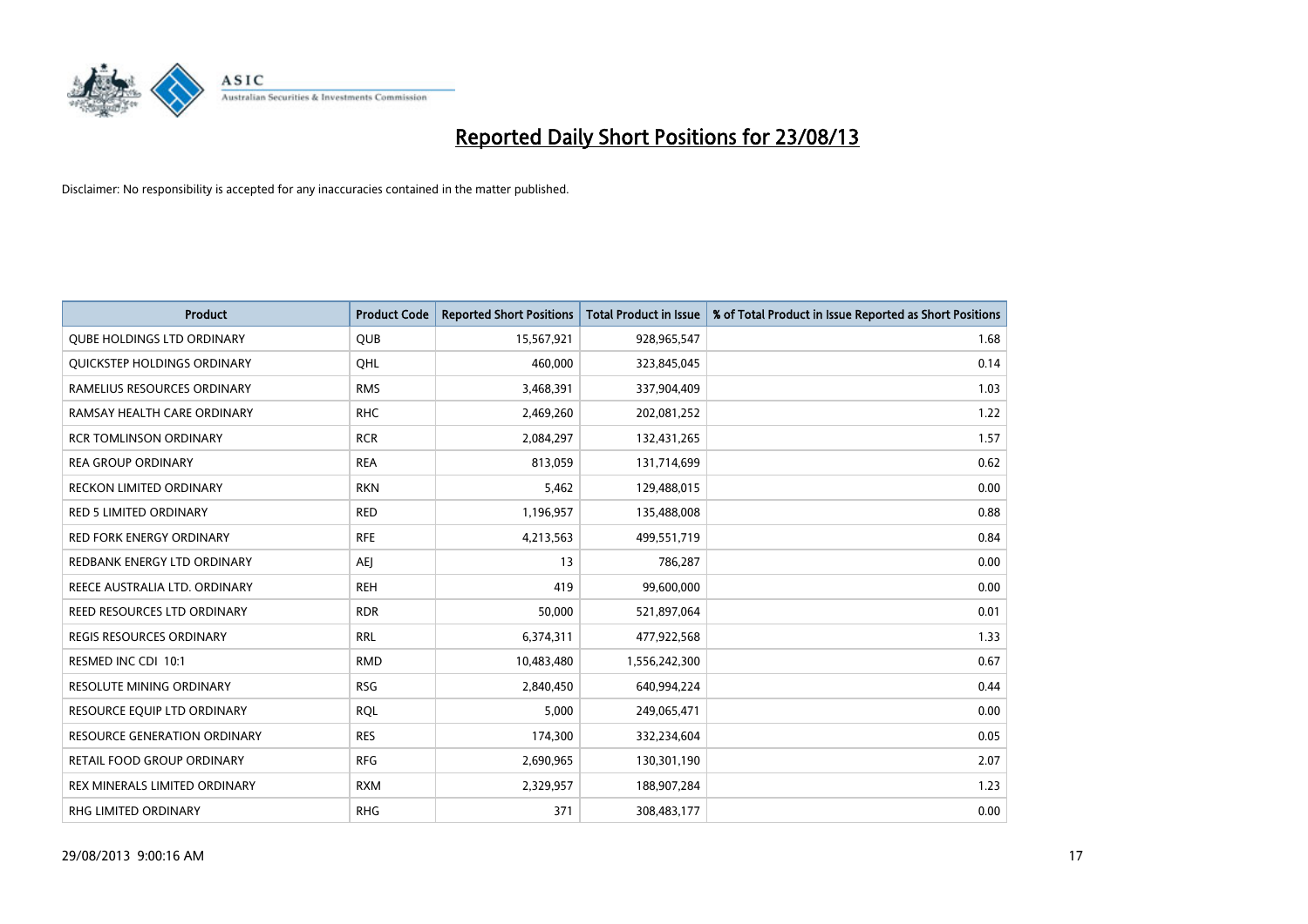# Reported Daily Short Positions for 23/08/13

Disclaimer: No responsibility is accepted for any inaccuracies contained in the matter published.

| Product | Product Code | Reported Short Positions | Total Product in Issue | % of Total Product in Issue Reported as Short Positions |
|---|---|---|---|---|
| QUBE HOLDINGS LTD ORDINARY | QUB | 15,567,921 | 928,965,547 | 1.68 |
| QUICKSTEP HOLDINGS ORDINARY | QHL | 460,000 | 323,845,045 | 0.14 |
| RAMELIUS RESOURCES ORDINARY | RMS | 3,468,391 | 337,904,409 | 1.03 |
| RAMSAY HEALTH CARE ORDINARY | RHC | 2,469,260 | 202,081,252 | 1.22 |
| RCR TOMLINSON ORDINARY | RCR | 2,084,297 | 132,431,265 | 1.57 |
| REA GROUP ORDINARY | REA | 813,059 | 131,714,699 | 0.62 |
| RECKON LIMITED ORDINARY | RKN | 5,462 | 129,488,015 | 0.00 |
| RED 5 LIMITED ORDINARY | RED | 1,196,957 | 135,488,008 | 0.88 |
| RED FORK ENERGY ORDINARY | RFE | 4,213,563 | 499,551,719 | 0.84 |
| REDBANK ENERGY LTD ORDINARY | AEJ | 13 | 786,287 | 0.00 |
| REECE AUSTRALIA LTD. ORDINARY | REH | 419 | 99,600,000 | 0.00 |
| REED RESOURCES LTD ORDINARY | RDR | 50,000 | 521,897,064 | 0.01 |
| REGIS RESOURCES ORDINARY | RRL | 6,374,311 | 477,922,568 | 1.33 |
| RESMED INC CDI 10:1 | RMD | 10,483,480 | 1,556,242,300 | 0.67 |
| RESOLUTE MINING ORDINARY | RSG | 2,840,450 | 640,994,224 | 0.44 |
| RESOURCE EQUIP LTD ORDINARY | RQL | 5,000 | 249,065,471 | 0.00 |
| RESOURCE GENERATION ORDINARY | RES | 174,300 | 332,234,604 | 0.05 |
| RETAIL FOOD GROUP ORDINARY | RFG | 2,690,965 | 130,301,190 | 2.07 |
| REX MINERALS LIMITED ORDINARY | RXM | 2,329,957 | 188,907,284 | 1.23 |
| RHG LIMITED ORDINARY | RHG | 371 | 308,483,177 | 0.00 |

29/08/2013 9:00:16 AM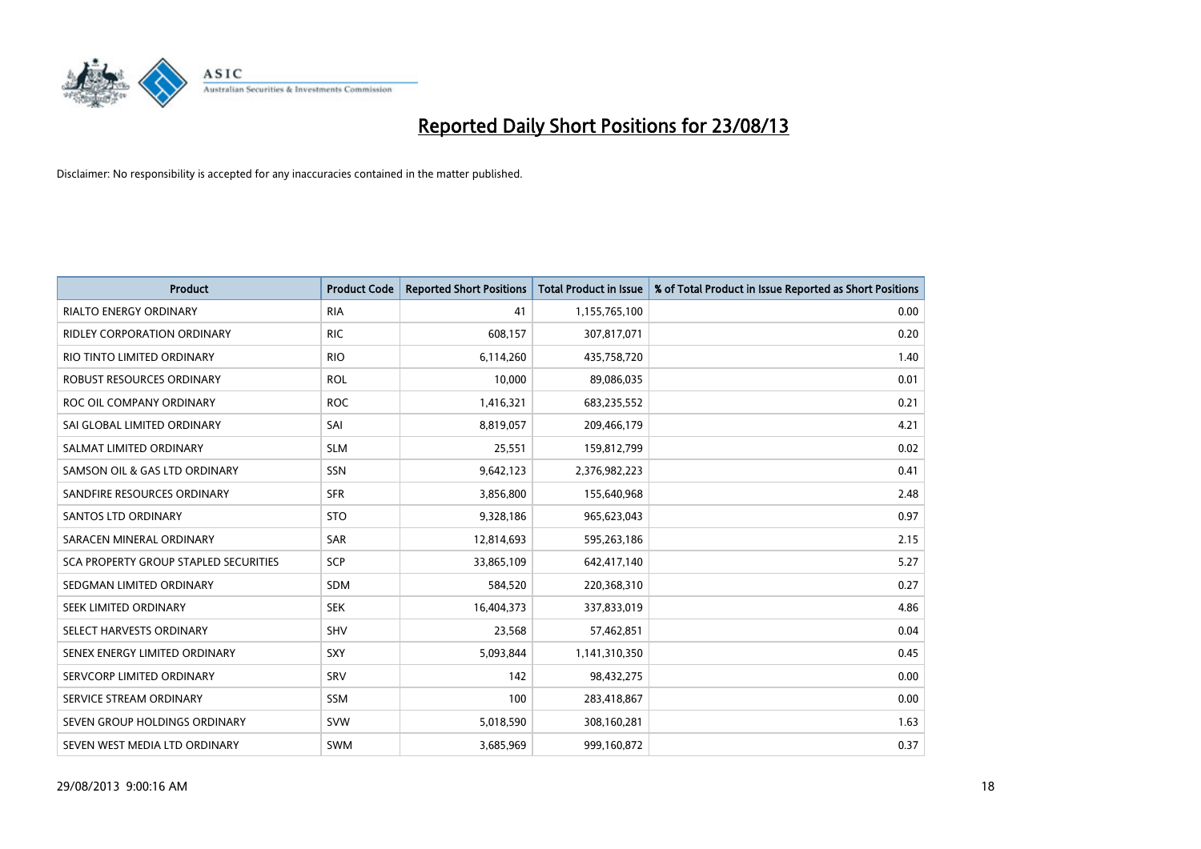# Reported Daily Short Positions for 23/08/13

Disclaimer: No responsibility is accepted for any inaccuracies contained in the matter published.

| Product | Product Code | Reported Short Positions | Total Product in Issue | % of Total Product in Issue Reported as Short Positions |
|---|---|---|---|---|
| RIALTO ENERGY ORDINARY | RIA | 41 | 1,155,765,100 | 0.00 |
| RIDLEY CORPORATION ORDINARY | RIC | 608,157 | 307,817,071 | 0.20 |
| RIO TINTO LIMITED ORDINARY | RIO | 6,114,260 | 435,758,720 | 1.40 |
| ROBUST RESOURCES ORDINARY | ROL | 10,000 | 89,086,035 | 0.01 |
| ROC OIL COMPANY ORDINARY | ROC | 1,416,321 | 683,235,552 | 0.21 |
| SAI GLOBAL LIMITED ORDINARY | SAI | 8,819,057 | 209,466,179 | 4.21 |
| SALMAT LIMITED ORDINARY | SLM | 25,551 | 159,812,799 | 0.02 |
| SAMSON OIL & GAS LTD ORDINARY | SSN | 9,642,123 | 2,376,982,223 | 0.41 |
| SANDFIRE RESOURCES ORDINARY | SFR | 3,856,800 | 155,640,968 | 2.48 |
| SANTOS LTD ORDINARY | STO | 9,328,186 | 965,623,043 | 0.97 |
| SARACEN MINERAL ORDINARY | SAR | 12,814,693 | 595,263,186 | 2.15 |
| SCA PROPERTY GROUP STAPLED SECURITIES | SCP | 33,865,109 | 642,417,140 | 5.27 |
| SEDGMAN LIMITED ORDINARY | SDM | 584,520 | 220,368,310 | 0.27 |
| SEEK LIMITED ORDINARY | SEK | 16,404,373 | 337,833,019 | 4.86 |
| SELECT HARVESTS ORDINARY | SHV | 23,568 | 57,462,851 | 0.04 |
| SENEX ENERGY LIMITED ORDINARY | SXY | 5,093,844 | 1,141,310,350 | 0.45 |
| SERVCORP LIMITED ORDINARY | SRV | 142 | 98,432,275 | 0.00 |
| SERVICE STREAM ORDINARY | SSM | 100 | 283,418,867 | 0.00 |
| SEVEN GROUP HOLDINGS ORDINARY | SVW | 5,018,590 | 308,160,281 | 1.63 |
| SEVEN WEST MEDIA LTD ORDINARY | SWM | 3,685,969 | 999,160,872 | 0.37 |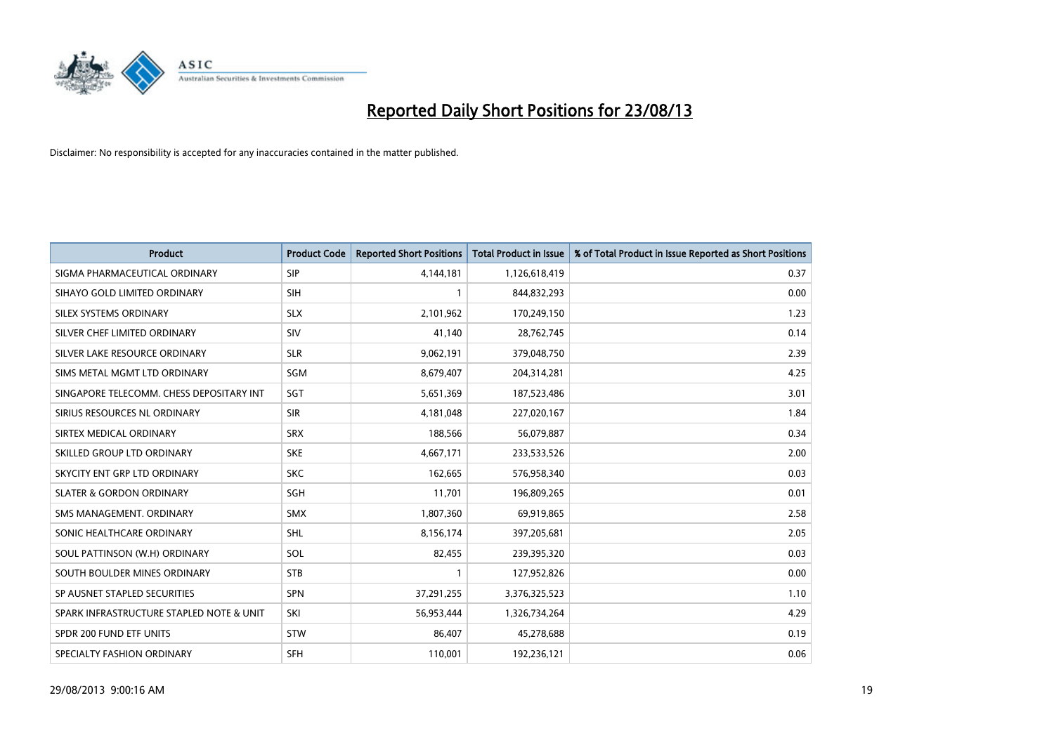# Reported Daily Short Positions for 23/08/13

Disclaimer: No responsibility is accepted for any inaccuracies contained in the matter published.

| Product | Product Code | Reported Short Positions | Total Product in Issue | % of Total Product in Issue Reported as Short Positions |
|---|---|---|---|---|
| SIGMA PHARMACEUTICAL ORDINARY | SIP | 4,144,181 | 1,126,618,419 | 0.37 |
| SIHAYO GOLD LIMITED ORDINARY | SIH | 1 | 844,832,293 | 0.00 |
| SILEX SYSTEMS ORDINARY | SLX | 2,101,962 | 170,249,150 | 1.23 |
| SILVER CHEF LIMITED ORDINARY | SIV | 41,140 | 28,762,745 | 0.14 |
| SILVER LAKE RESOURCE ORDINARY | SLR | 9,062,191 | 379,048,750 | 2.39 |
| SIMS METAL MGMT LTD ORDINARY | SGM | 8,679,407 | 204,314,281 | 4.25 |
| SINGAPORE TELECOMM. CHESS DEPOSITARY INT | SGT | 5,651,369 | 187,523,486 | 3.01 |
| SIRIUS RESOURCES NL ORDINARY | SIR | 4,181,048 | 227,020,167 | 1.84 |
| SIRTEX MEDICAL ORDINARY | SRX | 188,566 | 56,079,887 | 0.34 |
| SKILLED GROUP LTD ORDINARY | SKE | 4,667,171 | 233,533,526 | 2.00 |
| SKYCITY ENT GRP LTD ORDINARY | SKC | 162,665 | 576,958,340 | 0.03 |
| SLATER & GORDON ORDINARY | SGH | 11,701 | 196,809,265 | 0.01 |
| SMS MANAGEMENT. ORDINARY | SMX | 1,807,360 | 69,919,865 | 2.58 |
| SONIC HEALTHCARE ORDINARY | SHL | 8,156,174 | 397,205,681 | 2.05 |
| SOUL PATTINSON (W.H) ORDINARY | SOL | 82,455 | 239,395,320 | 0.03 |
| SOUTH BOULDER MINES ORDINARY | STB | 1 | 127,952,826 | 0.00 |
| SP AUSNET STAPLED SECURITIES | SPN | 37,291,255 | 3,376,325,523 | 1.10 |
| SPARK INFRASTRUCTURE STAPLED NOTE & UNIT | SKI | 56,953,444 | 1,326,734,264 | 4.29 |
| SPDR 200 FUND ETF UNITS | STW | 86,407 | 45,278,688 | 0.19 |
| SPECIALTY FASHION ORDINARY | SFH | 110,001 | 192,236,121 | 0.06 |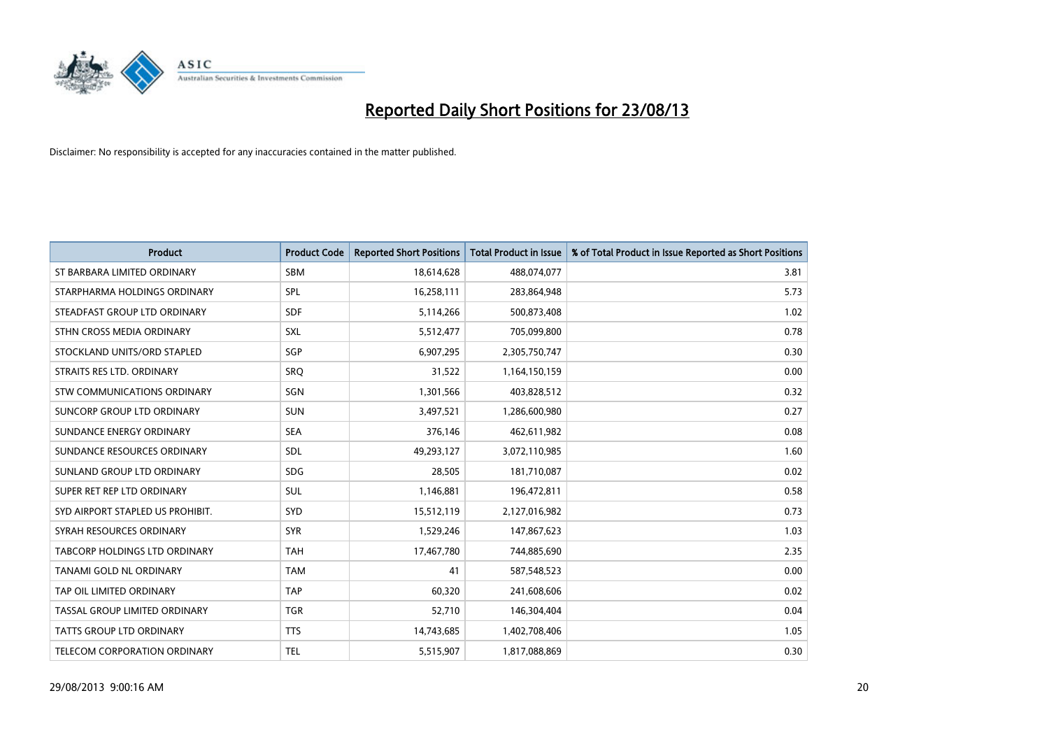# Reported Daily Short Positions for 23/08/13

Disclaimer: No responsibility is accepted for any inaccuracies contained in the matter published.

| Product | Product Code | Reported Short Positions | Total Product in Issue | % of Total Product in Issue Reported as Short Positions |
|---|---|---|---|---|
| ST BARBARA LIMITED ORDINARY | SBM | 18,614,628 | 488,074,077 | 3.81 |
| STARPHARMA HOLDINGS ORDINARY | SPL | 16,258,111 | 283,864,948 | 5.73 |
| STEADFAST GROUP LTD ORDINARY | SDF | 5,114,266 | 500,873,408 | 1.02 |
| STHN CROSS MEDIA ORDINARY | SXL | 5,512,477 | 705,099,800 | 0.78 |
| STOCKLAND UNITS/ORD STAPLED | SGP | 6,907,295 | 2,305,750,747 | 0.30 |
| STRAITS RES LTD. ORDINARY | SRQ | 31,522 | 1,164,150,159 | 0.00 |
| STW COMMUNICATIONS ORDINARY | SGN | 1,301,566 | 403,828,512 | 0.32 |
| SUNCORP GROUP LTD ORDINARY | SUN | 3,497,521 | 1,286,600,980 | 0.27 |
| SUNDANCE ENERGY ORDINARY | SEA | 376,146 | 462,611,982 | 0.08 |
| SUNDANCE RESOURCES ORDINARY | SDL | 49,293,127 | 3,072,110,985 | 1.60 |
| SUNLAND GROUP LTD ORDINARY | SDG | 28,505 | 181,710,087 | 0.02 |
| SUPER RET REP LTD ORDINARY | SUL | 1,146,881 | 196,472,811 | 0.58 |
| SYD AIRPORT STAPLED US PROHIBIT. | SYD | 15,512,119 | 2,127,016,982 | 0.73 |
| SYRAH RESOURCES ORDINARY | SYR | 1,529,246 | 147,867,623 | 1.03 |
| TABCORP HOLDINGS LTD ORDINARY | TAH | 17,467,780 | 744,885,690 | 2.35 |
| TANAMI GOLD NL ORDINARY | TAM | 41 | 587,548,523 | 0.00 |
| TAP OIL LIMITED ORDINARY | TAP | 60,320 | 241,608,606 | 0.02 |
| TASSAL GROUP LIMITED ORDINARY | TGR | 52,710 | 146,304,404 | 0.04 |
| TATTS GROUP LTD ORDINARY | TTS | 14,743,685 | 1,402,708,406 | 1.05 |
| TELECOM CORPORATION ORDINARY | TEL | 5,515,907 | 1,817,088,869 | 0.30 |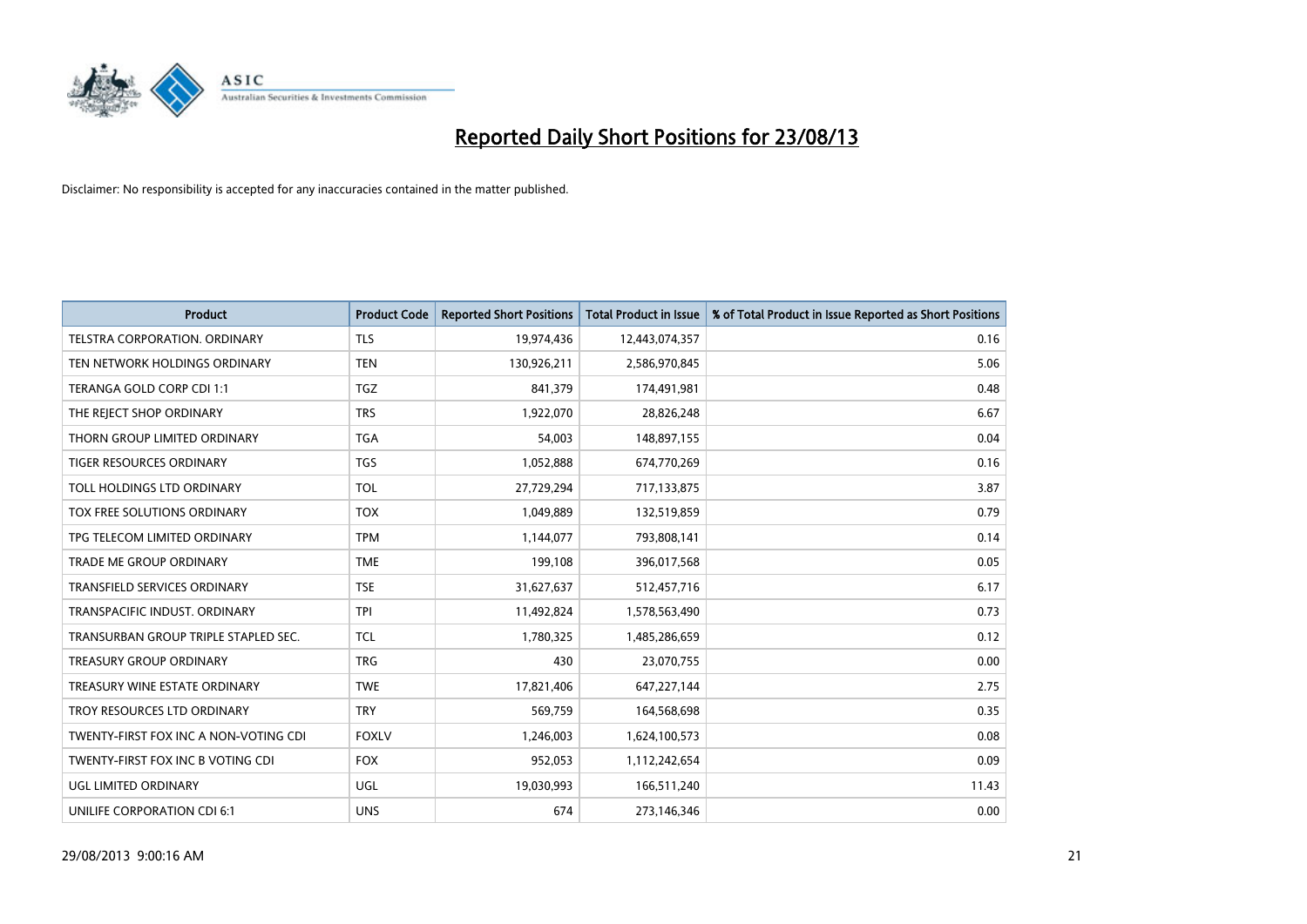# Reported Daily Short Positions for 23/08/13

Disclaimer: No responsibility is accepted for any inaccuracies contained in the matter published.

| Product | Product Code | Reported Short Positions | Total Product in Issue | % of Total Product in Issue Reported as Short Positions |
|---|---|---|---|---|
| TELSTRA CORPORATION. ORDINARY | TLS | 19,974,436 | 12,443,074,357 | 0.16 |
| TEN NETWORK HOLDINGS ORDINARY | TEN | 130,926,211 | 2,586,970,845 | 5.06 |
| TERANGA GOLD CORP CDI 1:1 | TGZ | 841,379 | 174,491,981 | 0.48 |
| THE REJECT SHOP ORDINARY | TRS | 1,922,070 | 28,826,248 | 6.67 |
| THORN GROUP LIMITED ORDINARY | TGA | 54,003 | 148,897,155 | 0.04 |
| TIGER RESOURCES ORDINARY | TGS | 1,052,888 | 674,770,269 | 0.16 |
| TOLL HOLDINGS LTD ORDINARY | TOL | 27,729,294 | 717,133,875 | 3.87 |
| TOX FREE SOLUTIONS ORDINARY | TOX | 1,049,889 | 132,519,859 | 0.79 |
| TPG TELECOM LIMITED ORDINARY | TPM | 1,144,077 | 793,808,141 | 0.14 |
| TRADE ME GROUP ORDINARY | TME | 199,108 | 396,017,568 | 0.05 |
| TRANSFIELD SERVICES ORDINARY | TSE | 31,627,637 | 512,457,716 | 6.17 |
| TRANSPACIFIC INDUST. ORDINARY | TPI | 11,492,824 | 1,578,563,490 | 0.73 |
| TRANSURBAN GROUP TRIPLE STAPLED SEC. | TCL | 1,780,325 | 1,485,286,659 | 0.12 |
| TREASURY GROUP ORDINARY | TRG | 430 | 23,070,755 | 0.00 |
| TREASURY WINE ESTATE ORDINARY | TWE | 17,821,406 | 647,227,144 | 2.75 |
| TROY RESOURCES LTD ORDINARY | TRY | 569,759 | 164,568,698 | 0.35 |
| TWENTY-FIRST FOX INC A NON-VOTING CDI | FOXLV | 1,246,003 | 1,624,100,573 | 0.08 |
| TWENTY-FIRST FOX INC B VOTING CDI | FOX | 952,053 | 1,112,242,654 | 0.09 |
| UGL LIMITED ORDINARY | UGL | 19,030,993 | 166,511,240 | 11.43 |
| UNILIFE CORPORATION CDI 6:1 | UNS | 674 | 273,146,346 | 0.00 |

29/08/2013 9:00:16 AM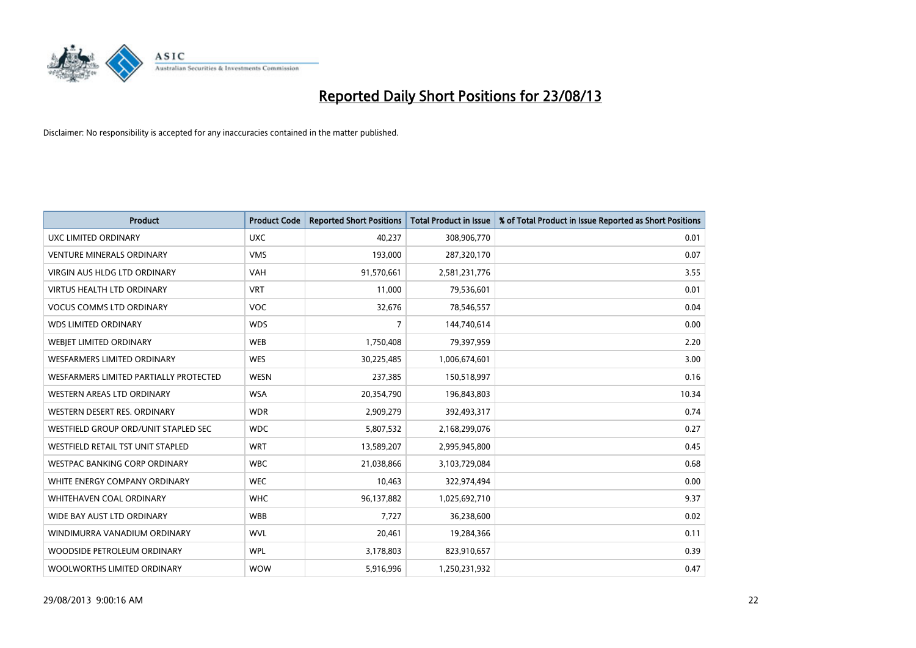# Reported Daily Short Positions for 23/08/13

Disclaimer: No responsibility is accepted for any inaccuracies contained in the matter published.

| Product | Product Code | Reported Short Positions | Total Product in Issue | % of Total Product in Issue Reported as Short Positions |
|---|---|---|---|---|
| UXC LIMITED ORDINARY | UXC | 40,237 | 308,906,770 | 0.01 |
| VENTURE MINERALS ORDINARY | VMS | 193,000 | 287,320,170 | 0.07 |
| VIRGIN AUS HLDG LTD ORDINARY | VAH | 91,570,661 | 2,581,231,776 | 3.55 |
| VIRTUS HEALTH LTD ORDINARY | VRT | 11,000 | 79,536,601 | 0.01 |
| VOCUS COMMS LTD ORDINARY | VOC | 32,676 | 78,546,557 | 0.04 |
| WDS LIMITED ORDINARY | WDS | 7 | 144,740,614 | 0.00 |
| WEBJET LIMITED ORDINARY | WEB | 1,750,408 | 79,397,959 | 2.20 |
| WESFARMERS LIMITED ORDINARY | WES | 30,225,485 | 1,006,674,601 | 3.00 |
| WESFARMERS LIMITED PARTIALLY PROTECTED | WESN | 237,385 | 150,518,997 | 0.16 |
| WESTERN AREAS LTD ORDINARY | WSA | 20,354,790 | 196,843,803 | 10.34 |
| WESTERN DESERT RES. ORDINARY | WDR | 2,909,279 | 392,493,317 | 0.74 |
| WESTFIELD GROUP ORD/UNIT STAPLED SEC | WDC | 5,807,532 | 2,168,299,076 | 0.27 |
| WESTFIELD RETAIL TST UNIT STAPLED | WRT | 13,589,207 | 2,995,945,800 | 0.45 |
| WESTPAC BANKING CORP ORDINARY | WBC | 21,038,866 | 3,103,729,084 | 0.68 |
| WHITE ENERGY COMPANY ORDINARY | WEC | 10,463 | 322,974,494 | 0.00 |
| WHITEHAVEN COAL ORDINARY | WHC | 96,137,882 | 1,025,692,710 | 9.37 |
| WIDE BAY AUST LTD ORDINARY | WBB | 7,727 | 36,238,600 | 0.02 |
| WINDIMURRA VANADIUM ORDINARY | WVL | 20,461 | 19,284,366 | 0.11 |
| WOODSIDE PETROLEUM ORDINARY | WPL | 3,178,803 | 823,910,657 | 0.39 |
| WOOLWORTHS LIMITED ORDINARY | WOW | 5,916,996 | 1,250,231,932 | 0.47 |

29/08/2013 9:00:16 AM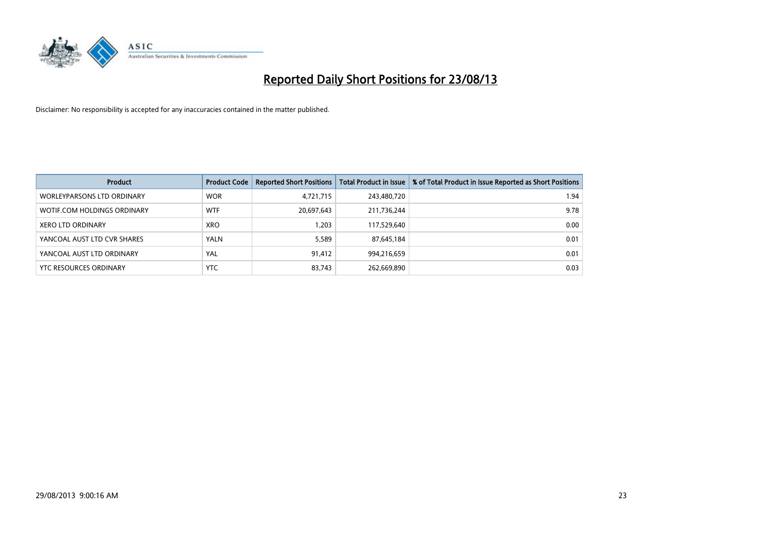# Reported Daily Short Positions for 23/08/13

Disclaimer: No responsibility is accepted for any inaccuracies contained in the matter published.

| Product | Product Code | Reported Short Positions | Total Product in Issue | % of Total Product in Issue Reported as Short Positions |
|---|---|---|---|---|
| WORLEYPARSONS LTD ORDINARY | WOR | 4,721,715 | 243,480,720 | 1.94 |
| WOTIF.COM HOLDINGS ORDINARY | WTF | 20,697,643 | 211,736,244 | 9.78 |
| XERO LTD ORDINARY | XRO | 1,203 | 117,529,640 | 0.00 |
| YANCOAL AUST LTD CVR SHARES | YALN | 5,589 | 87,645,184 | 0.01 |
| YANCOAL AUST LTD ORDINARY | YAL | 91,412 | 994,216,659 | 0.01 |
| YTC RESOURCES ORDINARY | YTC | 83,743 | 262,669,890 | 0.03 |

29/08/2013 9:00:16 AM